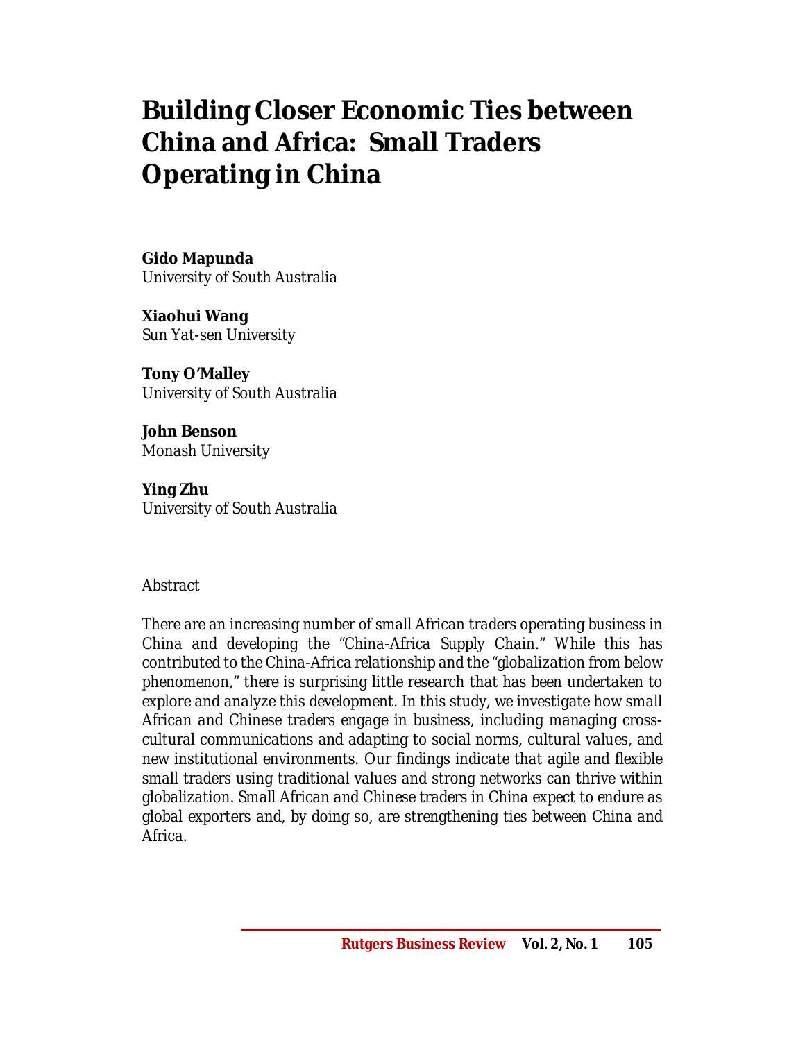# Building Closer Economic Ties between China and Africa: Small Traders Operating in China

**Gido Mapunda**
*University of South Australia*

**Xiaohui Wang**
*Sun Yat-sen University*

**Tony O'Malley**
*University of South Australia*

**John Benson**
*Monash University*

**Ying Zhu**
*University of South Australia*

*Abstract*

*There are an increasing number of small African traders operating business in China and developing the "China-Africa Supply Chain." While this has contributed to the China-Africa relationship and the "globalization from below phenomenon," there is surprising little research that has been undertaken to explore and analyze this development. In this study, we investigate how small African and Chinese traders engage in business, including managing cross-cultural communications and adapting to social norms, cultural values, and new institutional environments. Our findings indicate that agile and flexible small traders using traditional values and strong networks can thrive within globalization. Small African and Chinese traders in China expect to endure as global exporters and, by doing so, are strengthening ties between China and Africa.*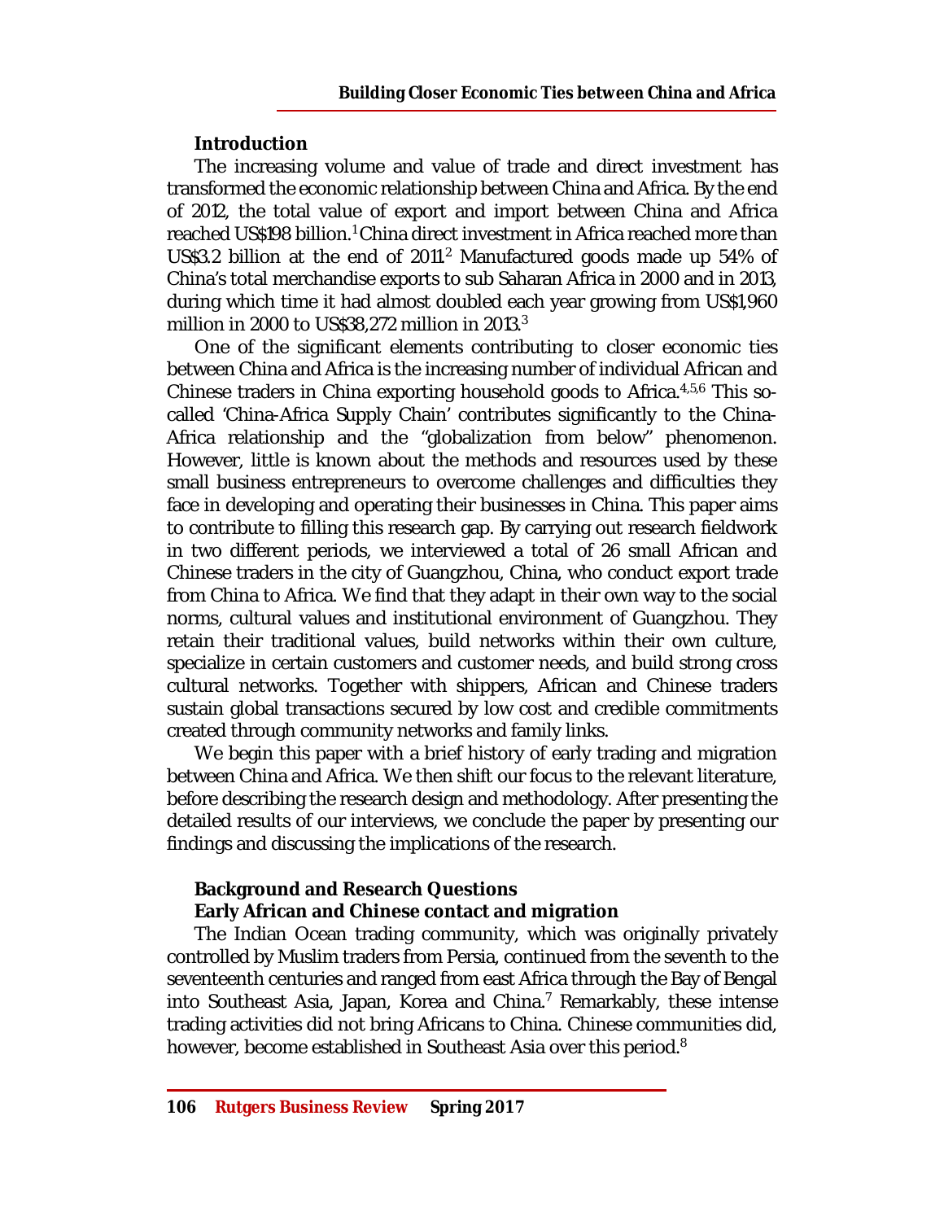## Introduction

The increasing volume and value of trade and direct investment has transformed the economic relationship between China and Africa. By the end of 2012, the total value of export and import between China and Africa reached US$198 billion.[1] China direct investment in Africa reached more than US$3.2 billion at the end of 2011.[2] Manufactured goods made up 54% of China's total merchandise exports to sub Saharan Africa in 2000 and in 2013, during which time it had almost doubled each year growing from US$1,960 million in 2000 to US$38,272 million in 2013.[3]

One of the significant elements contributing to closer economic ties between China and Africa is the increasing number of individual African and Chinese traders in China exporting household goods to Africa.[4,5,6] This so-called 'China-Africa Supply Chain' contributes significantly to the China-Africa relationship and the "globalization from below" phenomenon. However, little is known about the methods and resources used by these small business entrepreneurs to overcome challenges and difficulties they face in developing and operating their businesses in China. This paper aims to contribute to filling this research gap. By carrying out research fieldwork in two different periods, we interviewed a total of 26 small African and Chinese traders in the city of Guangzhou, China, who conduct export trade from China to Africa. We find that they adapt in their own way to the social norms, cultural values and institutional environment of Guangzhou. They retain their traditional values, build networks within their own culture, specialize in certain customers and customer needs, and build strong cross cultural networks. Together with shippers, African and Chinese traders sustain global transactions secured by low cost and credible commitments created through community networks and family links.

We begin this paper with a brief history of early trading and migration between China and Africa. We then shift our focus to the relevant literature, before describing the research design and methodology. After presenting the detailed results of our interviews, we conclude the paper by presenting our findings and discussing the implications of the research.

## Background and Research Questions

### Early African and Chinese contact and migration

The Indian Ocean trading community, which was originally privately controlled by Muslim traders from Persia, continued from the seventh to the seventeenth centuries and ranged from east Africa through the Bay of Bengal into Southeast Asia, Japan, Korea and China.[7] Remarkably, these intense trading activities did not bring Africans to China. Chinese communities did, however, become established in Southeast Asia over this period.[8]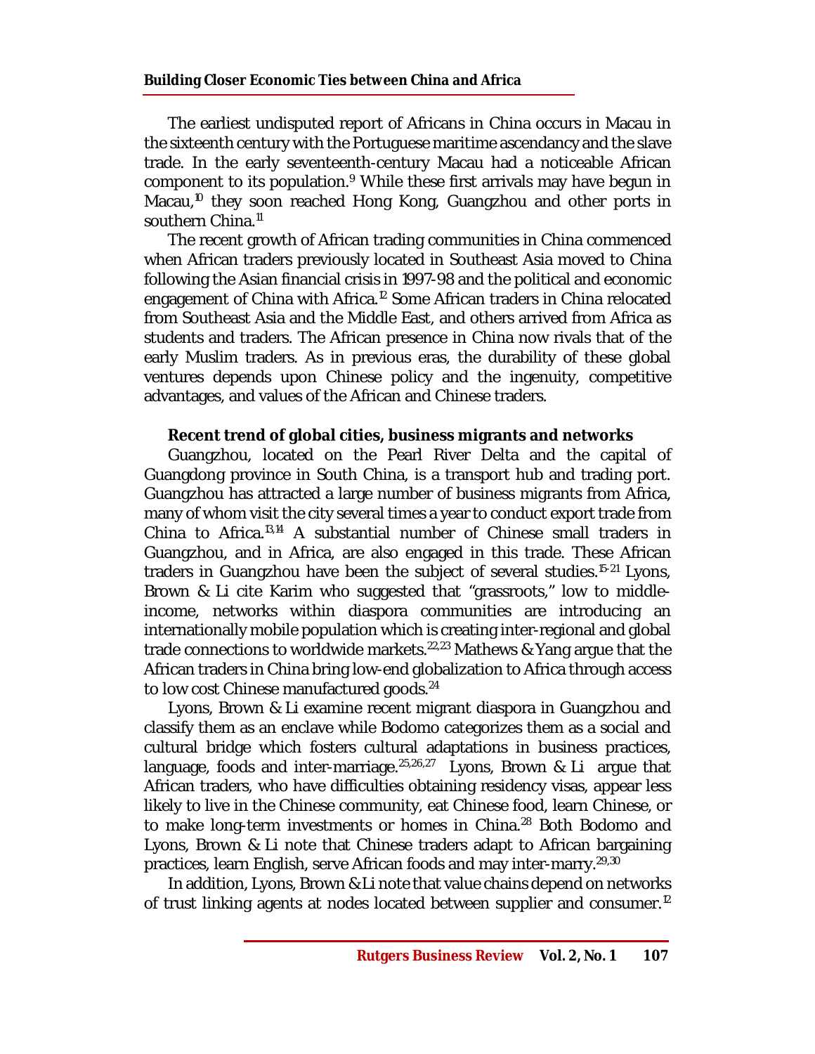The earliest undisputed report of Africans in China occurs in Macau in the sixteenth century with the Portuguese maritime ascendancy and the slave trade. In the early seventeenth-century Macau had a noticeable African component to its population.[9] While these first arrivals may have begun in Macau,[10] they soon reached Hong Kong, Guangzhou and other ports in southern China.[11]

The recent growth of African trading communities in China commenced when African traders previously located in Southeast Asia moved to China following the Asian financial crisis in 1997-98 and the political and economic engagement of China with Africa.[12] Some African traders in China relocated from Southeast Asia and the Middle East, and others arrived from Africa as students and traders. The African presence in China now rivals that of the early Muslim traders. As in previous eras, the durability of these global ventures depends upon Chinese policy and the ingenuity, competitive advantages, and values of the African and Chinese traders.

### Recent trend of global cities, business migrants and networks

Guangzhou, located on the Pearl River Delta and the capital of Guangdong province in South China, is a transport hub and trading port. Guangzhou has attracted a large number of business migrants from Africa, many of whom visit the city several times a year to conduct export trade from China to Africa.[13,14] A substantial number of Chinese small traders in Guangzhou, and in Africa, are also engaged in this trade. These African traders in Guangzhou have been the subject of several studies.[15-21] Lyons, Brown & Li cite Karim who suggested that "grassroots," low to middle-income, networks within diaspora communities are introducing an internationally mobile population which is creating inter-regional and global trade connections to worldwide markets.[22,23] Mathews & Yang argue that the African traders in China bring low-end globalization to Africa through access to low cost Chinese manufactured goods.[24]

Lyons, Brown & Li examine recent migrant diaspora in Guangzhou and classify them as an enclave while Bodomo categorizes them as a social and cultural bridge which fosters cultural adaptations in business practices, language, foods and inter-marriage.[25,26,27] Lyons, Brown & Li argue that African traders, who have difficulties obtaining residency visas, appear less likely to live in the Chinese community, eat Chinese food, learn Chinese, or to make long-term investments or homes in China.[28] Both Bodomo and Lyons, Brown & Li note that Chinese traders adapt to African bargaining practices, learn English, serve African foods and may inter-marry.[29,30]

In addition, Lyons, Brown & Li note that value chains depend on networks of trust linking agents at nodes located between supplier and consumer.[12]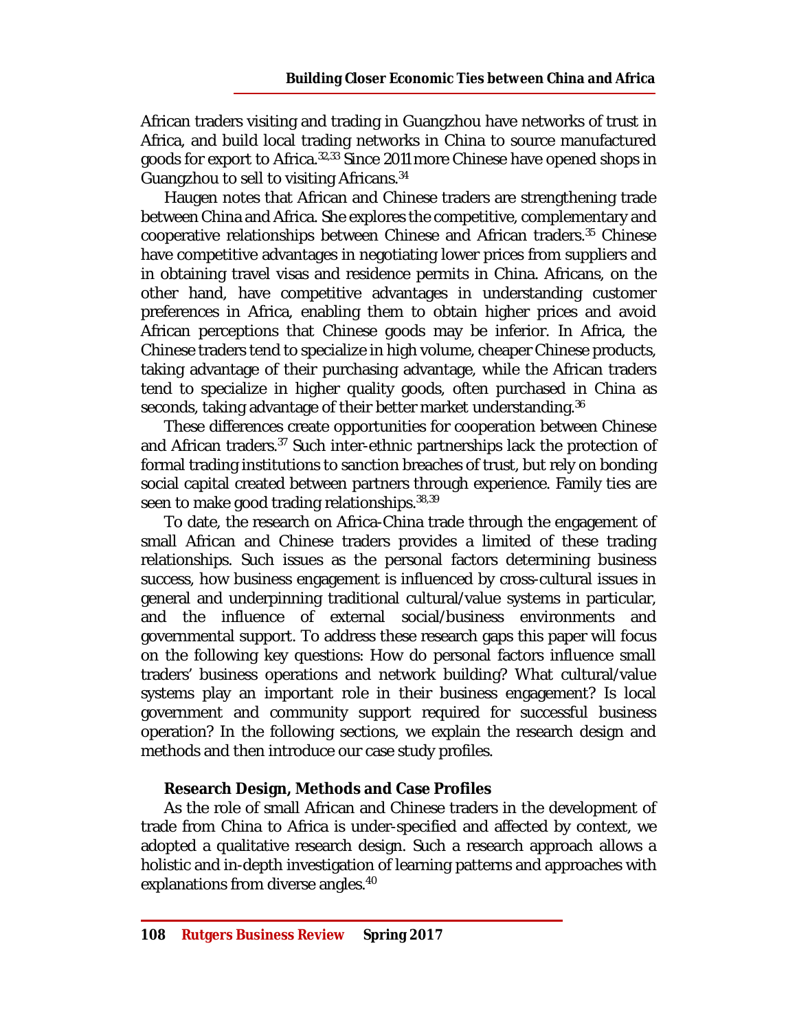African traders visiting and trading in Guangzhou have networks of trust in Africa, and build local trading networks in China to source manufactured goods for export to Africa.[32,33] Since 2011 more Chinese have opened shops in Guangzhou to sell to visiting Africans.[34]

Haugen notes that African and Chinese traders are strengthening trade between China and Africa. She explores the competitive, complementary and cooperative relationships between Chinese and African traders.[35] Chinese have competitive advantages in negotiating lower prices from suppliers and in obtaining travel visas and residence permits in China. Africans, on the other hand, have competitive advantages in understanding customer preferences in Africa, enabling them to obtain higher prices and avoid African perceptions that Chinese goods may be inferior. In Africa, the Chinese traders tend to specialize in high volume, cheaper Chinese products, taking advantage of their purchasing advantage, while the African traders tend to specialize in higher quality goods, often purchased in China as seconds, taking advantage of their better market understanding.[36]

These differences create opportunities for cooperation between Chinese and African traders.[37] Such inter-ethnic partnerships lack the protection of formal trading institutions to sanction breaches of trust, but rely on bonding social capital created between partners through experience. Family ties are seen to make good trading relationships.[38,39]

To date, the research on Africa-China trade through the engagement of small African and Chinese traders provides a limited of these trading relationships. Such issues as the personal factors determining business success, how business engagement is influenced by cross-cultural issues in general and underpinning traditional cultural/value systems in particular, and the influence of external social/business environments and governmental support. To address these research gaps this paper will focus on the following key questions: How do personal factors influence small traders' business operations and network building? What cultural/value systems play an important role in their business engagement? Is local government and community support required for successful business operation? In the following sections, we explain the research design and methods and then introduce our case study profiles.

## Research Design, Methods and Case Profiles

As the role of small African and Chinese traders in the development of trade from China to Africa is under-specified and affected by context, we adopted a qualitative research design. Such a research approach allows a holistic and in-depth investigation of learning patterns and approaches with explanations from diverse angles.[40]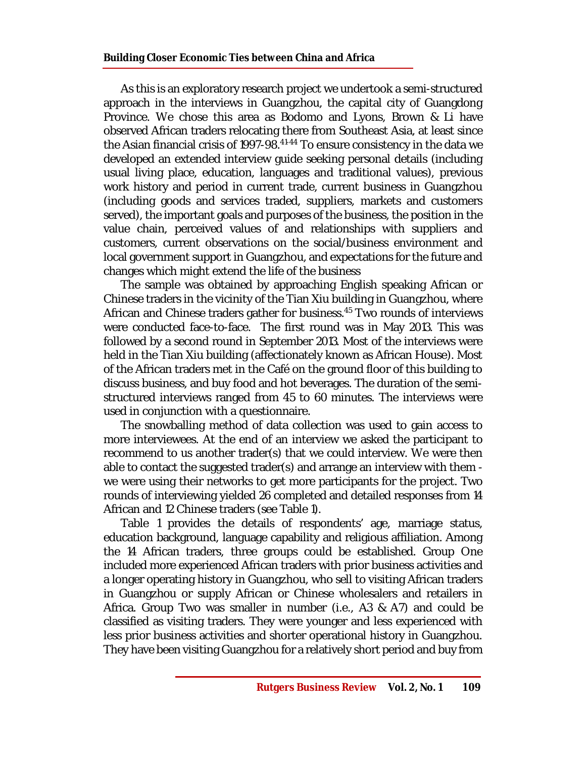As this is an exploratory research project we undertook a semi-structured approach in the interviews in Guangzhou, the capital city of Guangdong Province. We chose this area as Bodomo and Lyons, Brown & Li have observed African traders relocating there from Southeast Asia, at least since the Asian financial crisis of 1997-98.[41-44] To ensure consistency in the data we developed an extended interview guide seeking personal details (including usual living place, education, languages and traditional values), previous work history and period in current trade, current business in Guangzhou (including goods and services traded, suppliers, markets and customers served), the important goals and purposes of the business, the position in the value chain, perceived values of and relationships with suppliers and customers, current observations on the social/business environment and local government support in Guangzhou, and expectations for the future and changes which might extend the life of the business

The sample was obtained by approaching English speaking African or Chinese traders in the vicinity of the Tian Xiu building in Guangzhou, where African and Chinese traders gather for business.[45] Two rounds of interviews were conducted face-to-face. The first round was in May 2013. This was followed by a second round in September 2013. Most of the interviews were held in the Tian Xiu building (affectionately known as African House). Most of the African traders met in the Café on the ground floor of this building to discuss business, and buy food and hot beverages. The duration of the semi-structured interviews ranged from 45 to 60 minutes. The interviews were used in conjunction with a questionnaire.

The snowballing method of data collection was used to gain access to more interviewees. At the end of an interview we asked the participant to recommend to us another trader(s) that we could interview. We were then able to contact the suggested trader(s) and arrange an interview with them - we were using their networks to get more participants for the project. Two rounds of interviewing yielded 26 completed and detailed responses from 14 African and 12 Chinese traders (see Table 1).

Table 1 provides the details of respondents' age, marriage status, education background, language capability and religious affiliation. Among the 14 African traders, three groups could be established. Group One included more experienced African traders with prior business activities and a longer operating history in Guangzhou, who sell to visiting African traders in Guangzhou or supply African or Chinese wholesalers and retailers in Africa. Group Two was smaller in number (i.e., A3 & A7) and could be classified as visiting traders. They were younger and less experienced with less prior business activities and shorter operational history in Guangzhou. They have been visiting Guangzhou for a relatively short period and buy from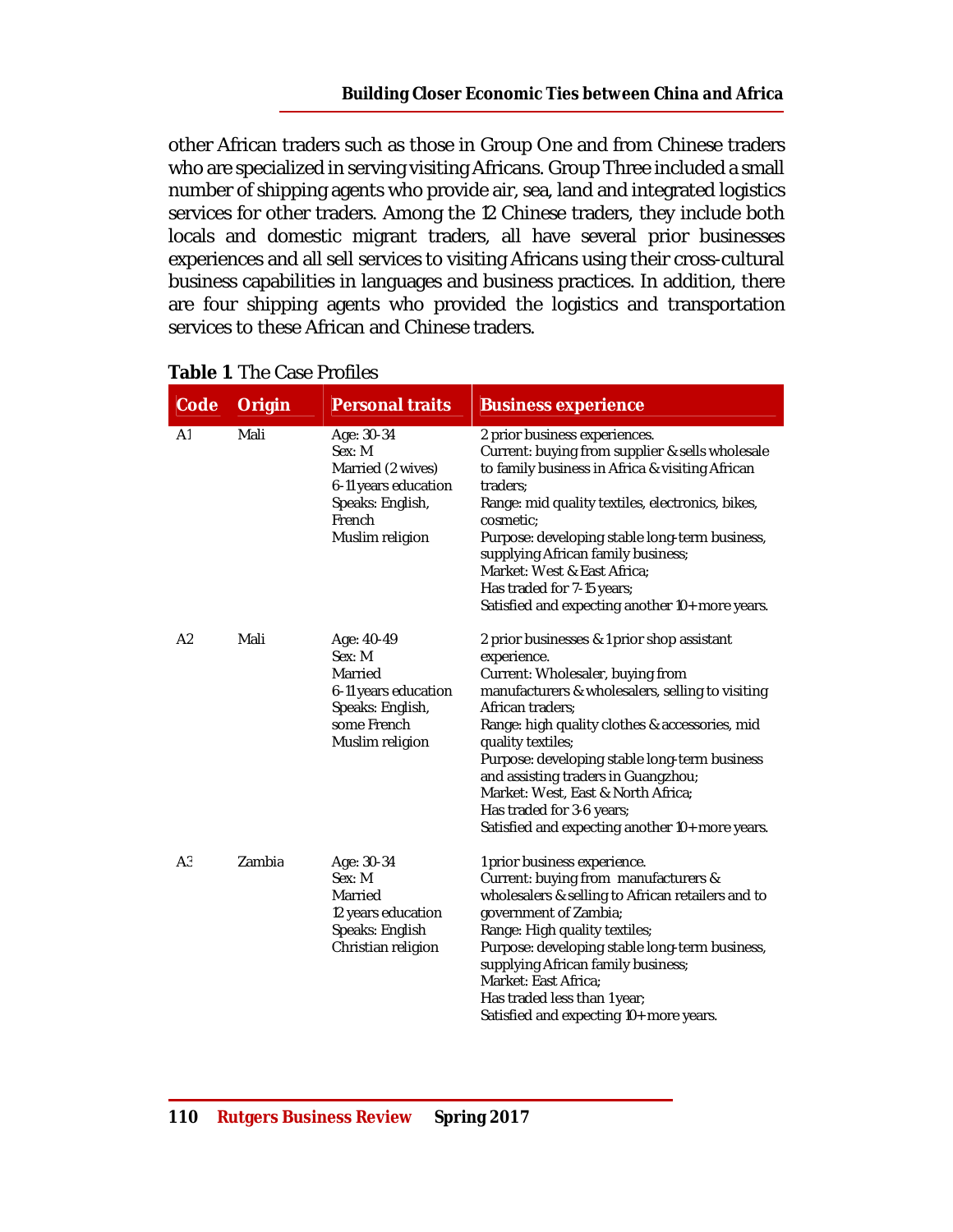other African traders such as those in Group One and from Chinese traders who are specialized in serving visiting Africans. Group Three included a small number of shipping agents who provide air, sea, land and integrated logistics services for other traders. Among the 12 Chinese traders, they include both locals and domestic migrant traders, all have several prior businesses experiences and all sell services to visiting Africans using their cross-cultural business capabilities in languages and business practices. In addition, there are four shipping agents who provided the logistics and transportation services to these African and Chinese traders.

**Table 1**. The Case Profiles

| Code | Origin | Personal traits | Business experience |
|---|---|---|---|
| A1 | Mali | Age: 30-34<br>Sex: M<br>Married (2 wives)<br>6-11 years education<br>Speaks: English, French<br>Muslim religion | 2 prior business experiences.<br>Current: buying from supplier & sells wholesale to family business in Africa & visiting African traders;<br>Range: mid quality textiles, electronics, bikes, cosmetic;<br>Purpose: developing stable long-term business, supplying African family business;<br>Market: West & East Africa;<br>Has traded for 7-15 years;<br>Satisfied and expecting another 10+ more years. |
| A2 | Mali | Age: 40-49<br>Sex: M<br>Married<br>6-11 years education<br>Speaks: English, some French<br>Muslim religion | 2 prior businesses & 1 prior shop assistant experience.<br>Current: Wholesaler, buying from manufacturers & wholesalers, selling to visiting African traders;<br>Range: high quality clothes & accessories, mid quality textiles;<br>Purpose: developing stable long-term business and assisting traders in Guangzhou;<br>Market: West, East & North Africa;<br>Has traded for 3-6 years;<br>Satisfied and expecting another 10+ more years. |
| A3 | Zambia | Age: 30-34<br>Sex: M<br>Married<br>12 years education<br>Speaks: English<br>Christian religion | 1 prior business experience.<br>Current: buying from manufacturers & wholesalers & selling to African retailers and to government of Zambia;<br>Range: High quality textiles;<br>Purpose: developing stable long-term business, supplying African family business;<br>Market: East Africa;<br>Has traded less than 1 year;<br>Satisfied and expecting 10+ more years. |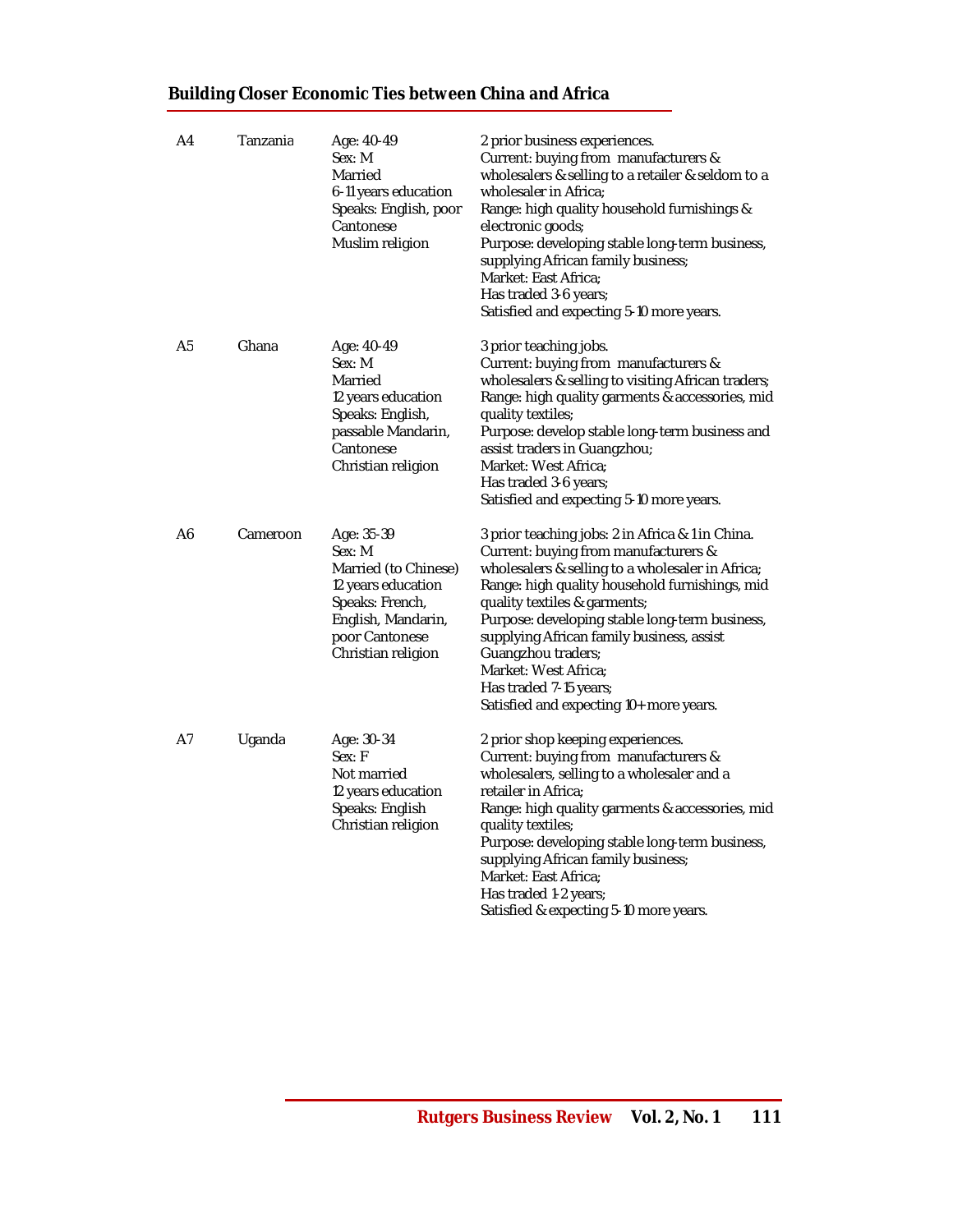| | | | |
|---|---|---|---|
| A4 | Tanzania | Age: 40-49<br>Sex: M<br>Married<br>6-11 years education<br>Speaks: English, poor Cantonese<br>Muslim religion | 2 prior business experiences.<br>Current: buying from manufacturers & wholesalers & selling to a retailer & seldom to a wholesaler in Africa;<br>Range: high quality household furnishings & electronic goods;<br>Purpose: developing stable long-term business, supplying African family business;<br>Market: East Africa;<br>Has traded 3-6 years;<br>Satisfied and expecting 5-10 more years. |
| A5 | Ghana | Age: 40-49<br>Sex: M<br>Married<br>12 years education<br>Speaks: English, passable Mandarin, Cantonese<br>Christian religion | 3 prior teaching jobs.<br>Current: buying from manufacturers & wholesalers & selling to visiting African traders;<br>Range: high quality garments & accessories, mid quality textiles;<br>Purpose: develop stable long-term business and assist traders in Guangzhou;<br>Market: West Africa;<br>Has traded 3-6 years;<br>Satisfied and expecting 5-10 more years. |
| A6 | Cameroon | Age: 35-39<br>Sex: M<br>Married (to Chinese)<br>12 years education<br>Speaks: French, English, Mandarin, poor Cantonese<br>Christian religion | 3 prior teaching jobs: 2 in Africa & 1 in China.<br>Current: buying from manufacturers & wholesalers & selling to a wholesaler in Africa;<br>Range: high quality household furnishings, mid quality textiles & garments;<br>Purpose: developing stable long-term business, supplying African family business, assist Guangzhou traders;<br>Market: West Africa;<br>Has traded 7-15 years;<br>Satisfied and expecting 10+ more years. |
| A7 | Uganda | Age: 30-34<br>Sex: F<br>Not married<br>12 years education<br>Speaks: English<br>Christian religion | 2 prior shop keeping experiences.<br>Current: buying from manufacturers & wholesalers, selling to a wholesaler and a retailer in Africa;<br>Range: high quality garments & accessories, mid quality textiles;<br>Purpose: developing stable long-term business, supplying African family business;<br>Market: East Africa;<br>Has traded 1-2 years;<br>Satisfied & expecting 5-10 more years. |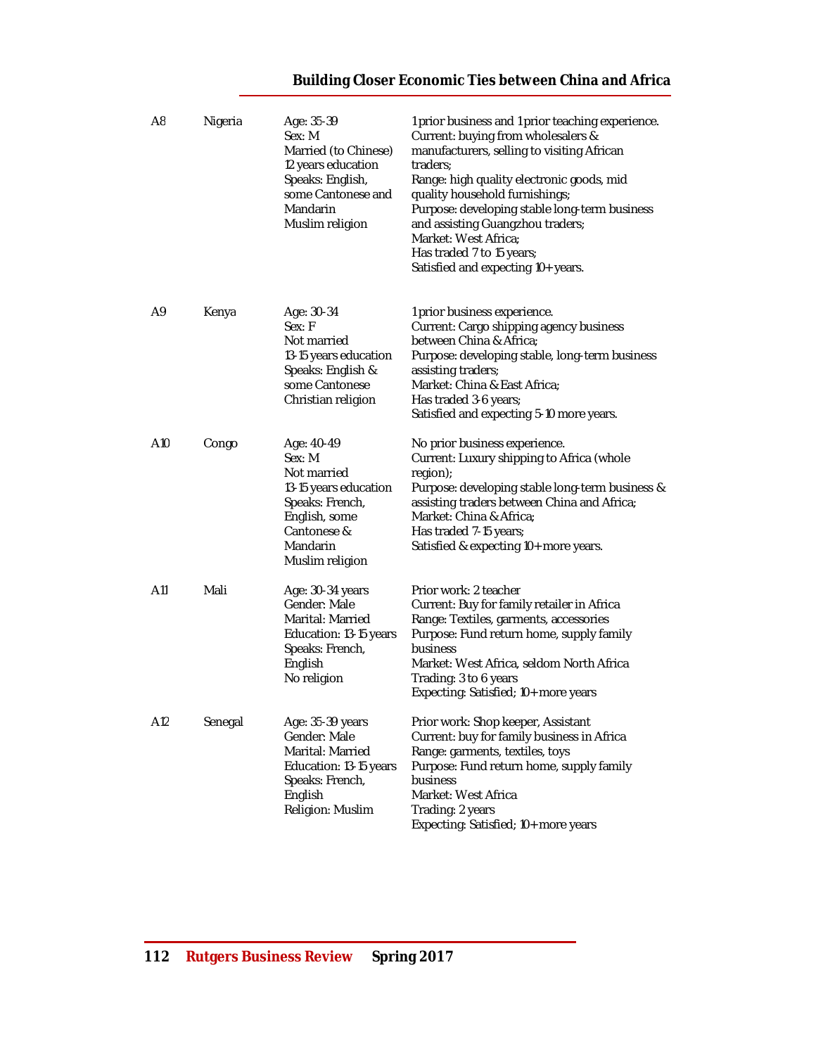| | | | |
|---|---|---|---|
| A8 | Nigeria | Age: 35-39<br>Sex: M<br>Married (to Chinese)<br>12 years education<br>Speaks: English, some Cantonese and Mandarin<br>Muslim religion | 1 prior business and 1 prior teaching experience.<br>Current: buying from wholesalers & manufacturers, selling to visiting African traders;<br>Range: high quality electronic goods, mid quality household furnishings;<br>Purpose: developing stable long-term business and assisting Guangzhou traders;<br>Market: West Africa;<br>Has traded 7 to 15 years;<br>Satisfied and expecting 10+ years. |
| A9 | Kenya | Age: 30-34<br>Sex: F<br>Not married<br>13-15 years education<br>Speaks: English & some Cantonese<br>Christian religion | 1 prior business experience.<br>Current: Cargo shipping agency business between China & Africa;<br>Purpose: developing stable, long-term business assisting traders;<br>Market: China & East Africa;<br>Has traded 3-6 years;<br>Satisfied and expecting 5-10 more years. |
| A10 | Congo | Age: 40-49<br>Sex: M<br>Not married<br>13-15 years education<br>Speaks: French, English, some Cantonese & Mandarin<br>Muslim religion | No prior business experience.<br>Current: Luxury shipping to Africa (whole region);<br>Purpose: developing stable long-term business & assisting traders between China and Africa;<br>Market: China & Africa;<br>Has traded 7-15 years;<br>Satisfied & expecting 10+ more years. |
| A11 | Mali | Age: 30-34 years<br>Gender: Male<br>Marital: Married<br>Education: 13-15 years<br>Speaks: French, English<br>No religion | Prior work: 2 teacher<br>Current: Buy for family retailer in Africa<br>Range: Textiles, garments, accessories<br>Purpose: Fund return home, supply family business<br>Market: West Africa, seldom North Africa<br>Trading: 3 to 6 years<br>Expecting: Satisfied; 10+ more years |
| A12 | Senegal | Age: 35-39 years<br>Gender: Male<br>Marital: Married<br>Education: 13-15 years<br>Speaks: French, English<br>Religion: Muslim | Prior work: Shop keeper, Assistant<br>Current: buy for family business in Africa<br>Range: garments, textiles, toys<br>Purpose: Fund return home, supply family business<br>Market: West Africa<br>Trading: 2 years<br>Expecting: Satisfied; 10+ more years |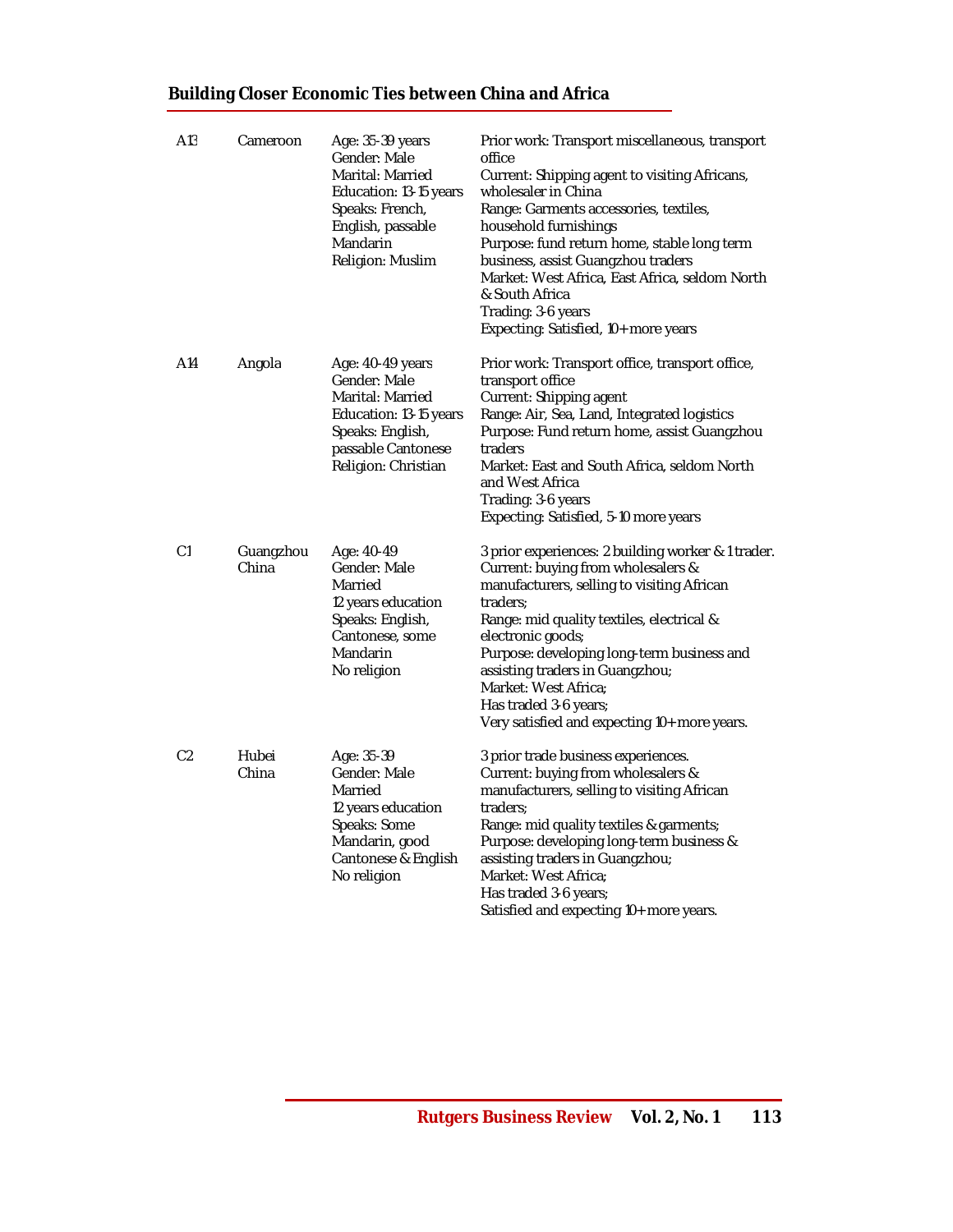| | | | |
|---|---|---|---|
| A13 | Cameroon | Age: 35-39 years<br>Gender: Male<br>Marital: Married<br>Education: 13-15 years<br>Speaks: French, English, passable Mandarin<br>Religion: Muslim | Prior work: Transport miscellaneous, transport office<br>Current: Shipping agent to visiting Africans, wholesaler in China<br>Range: Garments accessories, textiles, household furnishings<br>Purpose: fund return home, stable long term business, assist Guangzhou traders<br>Market: West Africa, East Africa, seldom North & South Africa<br>Trading: 3-6 years<br>Expecting: Satisfied, 10+ more years |
| A14 | Angola | Age: 40-49 years<br>Gender: Male<br>Marital: Married<br>Education: 13-15 years<br>Speaks: English, passable Cantonese<br>Religion: Christian | Prior work: Transport office, transport office, transport office<br>Current: Shipping agent<br>Range: Air, Sea, Land, Integrated logistics<br>Purpose: Fund return home, assist Guangzhou traders<br>Market: East and South Africa, seldom North and West Africa<br>Trading: 3-6 years<br>Expecting: Satisfied, 5-10 more years |
| C1 | Guangzhou China | Age: 40-49<br>Gender: Male<br>Married<br>12 years education<br>Speaks: English, Cantonese, some Mandarin<br>No religion | 3 prior experiences: 2 building worker & 1 trader.<br>Current: buying from wholesalers & manufacturers, selling to visiting African traders;<br>Range: mid quality textiles, electrical & electronic goods;<br>Purpose: developing long-term business and assisting traders in Guangzhou;<br>Market: West Africa;<br>Has traded 3-6 years;<br>Very satisfied and expecting 10+ more years. |
| C2 | Hubei China | Age: 35-39<br>Gender: Male<br>Married<br>12 years education<br>Speaks: Some Mandarin, good Cantonese & English<br>No religion | 3 prior trade business experiences.<br>Current: buying from wholesalers & manufacturers, selling to visiting African traders;<br>Range: mid quality textiles & garments;<br>Purpose: developing long-term business & assisting traders in Guangzhou;<br>Market: West Africa;<br>Has traded 3-6 years;<br>Satisfied and expecting 10+ more years. |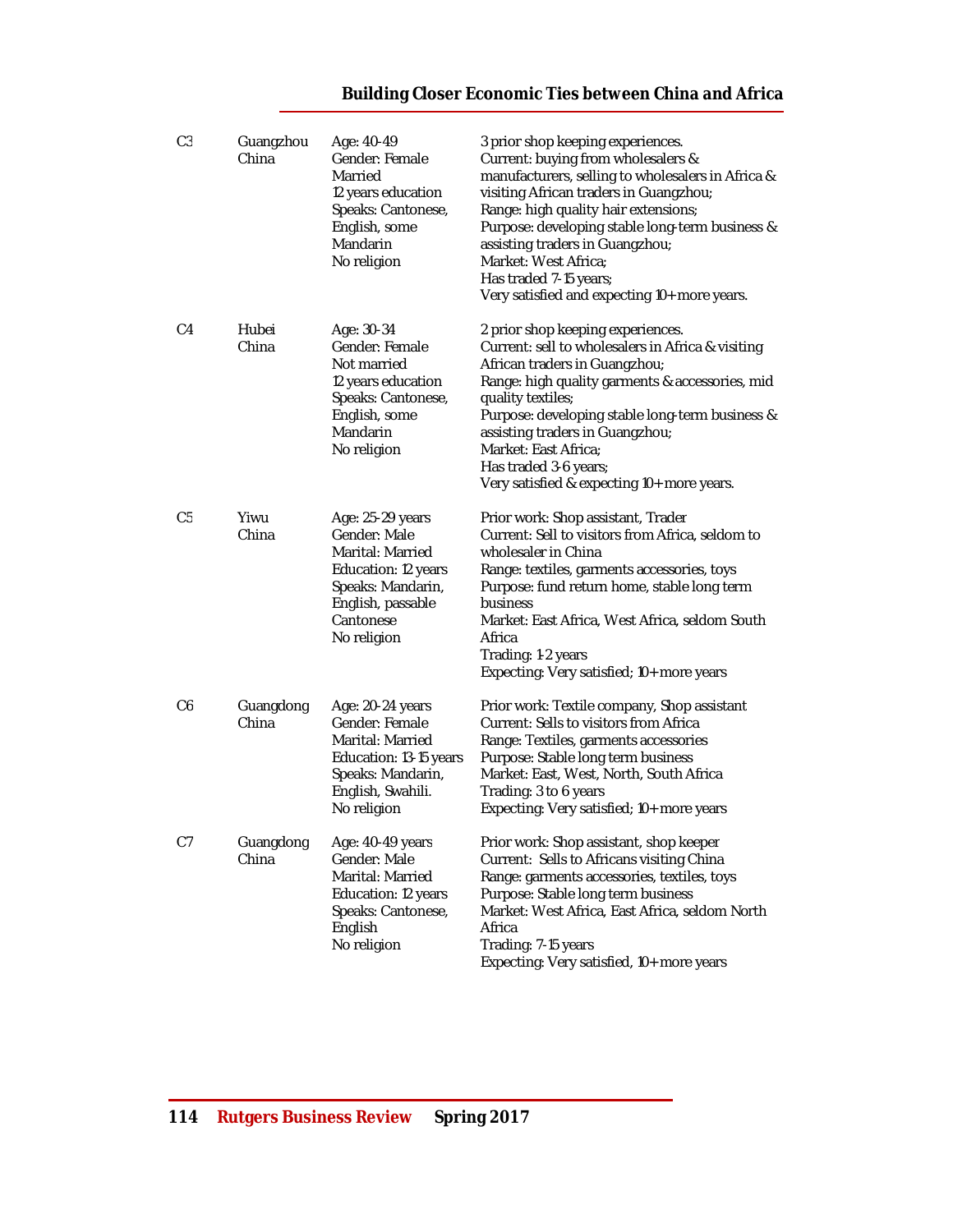| | | | |
|---|---|---|---|
| C3 | Guangzhou China | Age: 40-49<br>Gender: Female<br>Married<br>12 years education<br>Speaks: Cantonese, English, some Mandarin<br>No religion | 3 prior shop keeping experiences.<br>Current: buying from wholesalers & manufacturers, selling to wholesalers in Africa & visiting African traders in Guangzhou;<br>Range: high quality hair extensions;<br>Purpose: developing stable long-term business & assisting traders in Guangzhou;<br>Market: West Africa;<br>Has traded 7-15 years;<br>Very satisfied and expecting 10+ more years. |
| C4 | Hubei China | Age: 30-34<br>Gender: Female<br>Not married<br>12 years education<br>Speaks: Cantonese, English, some Mandarin<br>No religion | 2 prior shop keeping experiences.<br>Current: sell to wholesalers in Africa & visiting African traders in Guangzhou;<br>Range: high quality garments & accessories, mid quality textiles;<br>Purpose: developing stable long-term business & assisting traders in Guangzhou;<br>Market: East Africa;<br>Has traded 3-6 years;<br>Very satisfied & expecting 10+ more years. |
| C5 | Yiwu China | Age: 25-29 years<br>Gender: Male<br>Marital: Married<br>Education: 12 years<br>Speaks: Mandarin, English, passable Cantonese<br>No religion | Prior work: Shop assistant, Trader<br>Current: Sell to visitors from Africa, seldom to wholesaler in China<br>Range: textiles, garments accessories, toys<br>Purpose: fund return home, stable long term business<br>Market: East Africa, West Africa, seldom South Africa<br>Trading: 1-2 years<br>Expecting: Very satisfied; 10+ more years |
| C6 | Guangdong China | Age: 20-24 years<br>Gender: Female<br>Marital: Married<br>Education: 13-15 years<br>Speaks: Mandarin, English, Swahili.<br>No religion | Prior work: Textile company, Shop assistant<br>Current: Sells to visitors from Africa<br>Range: Textiles, garments accessories<br>Purpose: Stable long term business<br>Market: East, West, North, South Africa<br>Trading: 3 to 6 years<br>Expecting: Very satisfied; 10+ more years |
| C7 | Guangdong China | Age: 40-49 years<br>Gender: Male<br>Marital: Married<br>Education: 12 years<br>Speaks: Cantonese, English<br>No religion | Prior work: Shop assistant, shop keeper<br>Current: Sells to Africans visiting China<br>Range: garments accessories, textiles, toys<br>Purpose: Stable long term business<br>Market: West Africa, East Africa, seldom North Africa<br>Trading: 7-15 years<br>Expecting: Very satisfied, 10+ more years |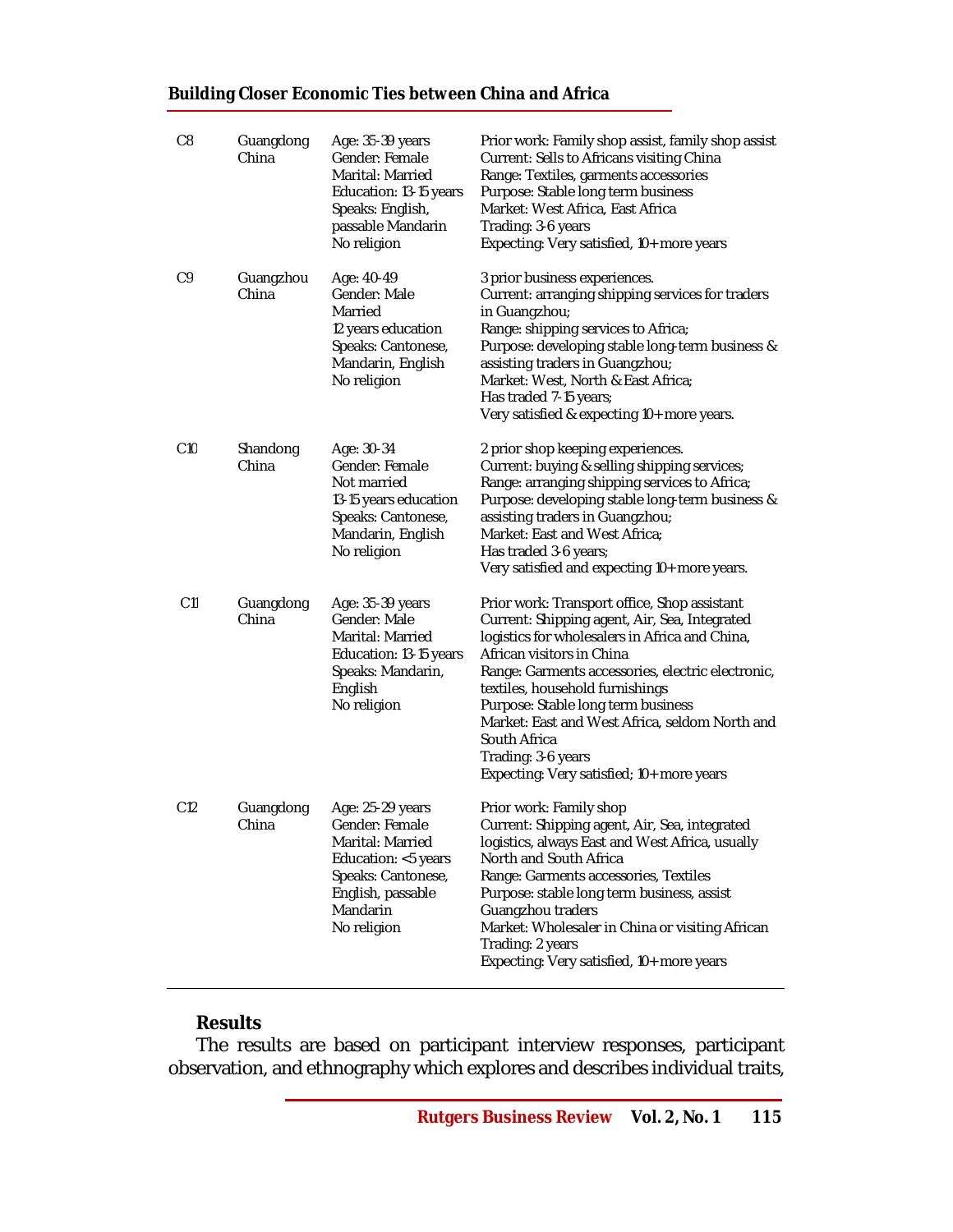| | | | |
|---|---|---|---|
| C8 | Guangdong China | Age: 35-39 years<br>Gender: Female<br>Marital: Married<br>Education: 13-15 years<br>Speaks: English, passable Mandarin<br>No religion | Prior work: Family shop assist, family shop assist<br>Current: Sells to Africans visiting China<br>Range: Textiles, garments accessories<br>Purpose: Stable long term business<br>Market: West Africa, East Africa<br>Trading: 3-6 years<br>Expecting: Very satisfied, 10+ more years |
| C9 | Guangzhou China | Age: 40-49<br>Gender: Male<br>Married<br>12 years education<br>Speaks: Cantonese, Mandarin, English<br>No religion | 3 prior business experiences.<br>Current: arranging shipping services for traders in Guangzhou;<br>Range: shipping services to Africa;<br>Purpose: developing stable long-term business & assisting traders in Guangzhou;<br>Market: West, North & East Africa;<br>Has traded 7-15 years;<br>Very satisfied & expecting 10+ more years. |
| C10 | Shandong China | Age: 30-34<br>Gender: Female<br>Not married<br>13-15 years education<br>Speaks: Cantonese, Mandarin, English<br>No religion | 2 prior shop keeping experiences.<br>Current: buying & selling shipping services;<br>Range: arranging shipping services to Africa;<br>Purpose: developing stable long-term business & assisting traders in Guangzhou;<br>Market: East and West Africa;<br>Has traded 3-6 years;<br>Very satisfied and expecting 10+ more years. |
| C11 | Guangdong China | Age: 35-39 years<br>Gender: Male<br>Marital: Married<br>Education: 13-15 years<br>Speaks: Mandarin, English<br>No religion | Prior work: Transport office, Shop assistant<br>Current: Shipping agent, Air, Sea, Integrated logistics for wholesalers in Africa and China, African visitors in China<br>Range: Garments accessories, electric electronic, textiles, household furnishings<br>Purpose: Stable long term business<br>Market: East and West Africa, seldom North and South Africa<br>Trading: 3-6 years<br>Expecting: Very satisfied; 10+ more years |
| C12 | Guangdong China | Age: 25-29 years<br>Gender: Female<br>Marital: Married<br>Education: <5 years<br>Speaks: Cantonese, English, passable Mandarin<br>No religion | Prior work: Family shop<br>Current: Shipping agent, Air, Sea, integrated logistics, always East and West Africa, usually North and South Africa<br>Range: Garments accessories, Textiles<br>Purpose: stable long term business, assist Guangzhou traders<br>Market: Wholesaler in China or visiting African<br>Trading: 2 years<br>Expecting: Very satisfied, 10+ more years |

## Results

The results are based on participant interview responses, participant observation, and ethnography which explores and describes individual traits,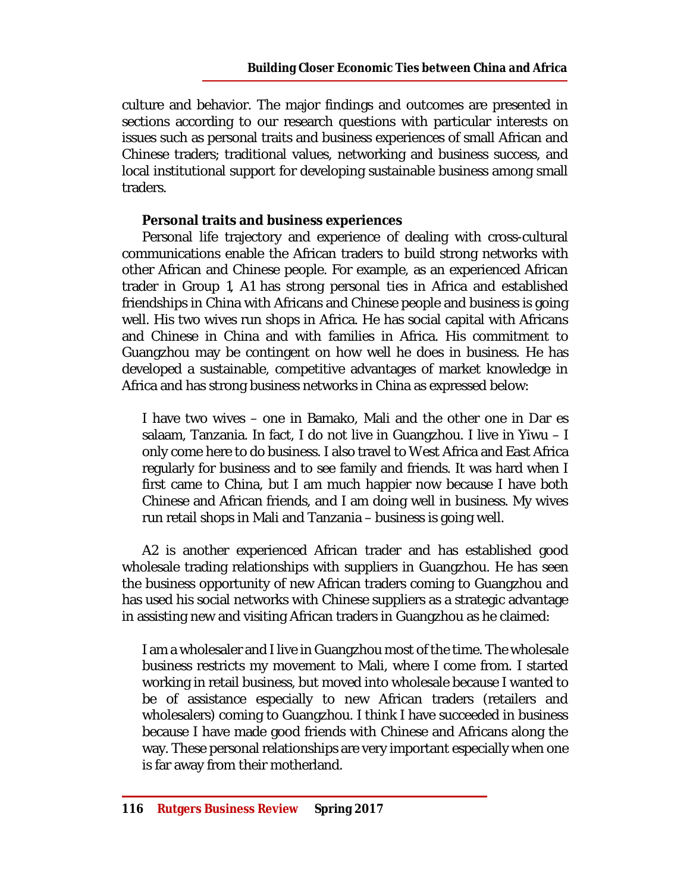culture and behavior. The major findings and outcomes are presented in sections according to our research questions with particular interests on issues such as personal traits and business experiences of small African and Chinese traders; traditional values, networking and business success, and local institutional support for developing sustainable business among small traders.

**Personal traits and business experiences**

Personal life trajectory and experience of dealing with cross-cultural communications enable the African traders to build strong networks with other African and Chinese people. For example, as an experienced African trader in Group 1, A1 has strong personal ties in Africa and established friendships in China with Africans and Chinese people and business is going well. His two wives run shops in Africa. He has social capital with Africans and Chinese in China and with families in Africa. His commitment to Guangzhou may be contingent on how well he does in business. He has developed a sustainable, competitive advantages of market knowledge in Africa and has strong business networks in China as expressed below:

> I have two wives – one in Bamako, Mali and the other one in Dar es salaam, Tanzania. In fact, I do not live in Guangzhou. I live in Yiwu – I only come here to do business. I also travel to West Africa and East Africa regularly for business and to see family and friends. It was hard when I first came to China, but I am much happier now because I have both Chinese and African friends, and I am doing well in business. My wives run retail shops in Mali and Tanzania – business is going well.

A2 is another experienced African trader and has established good wholesale trading relationships with suppliers in Guangzhou. He has seen the business opportunity of new African traders coming to Guangzhou and has used his social networks with Chinese suppliers as a strategic advantage in assisting new and visiting African traders in Guangzhou as he claimed:

> I am a wholesaler and I live in Guangzhou most of the time. The wholesale business restricts my movement to Mali, where I come from. I started working in retail business, but moved into wholesale because I wanted to be of assistance especially to new African traders (retailers and wholesalers) coming to Guangzhou. I think I have succeeded in business because I have made good friends with Chinese and Africans along the way. These personal relationships are very important especially when one is far away from their motherland.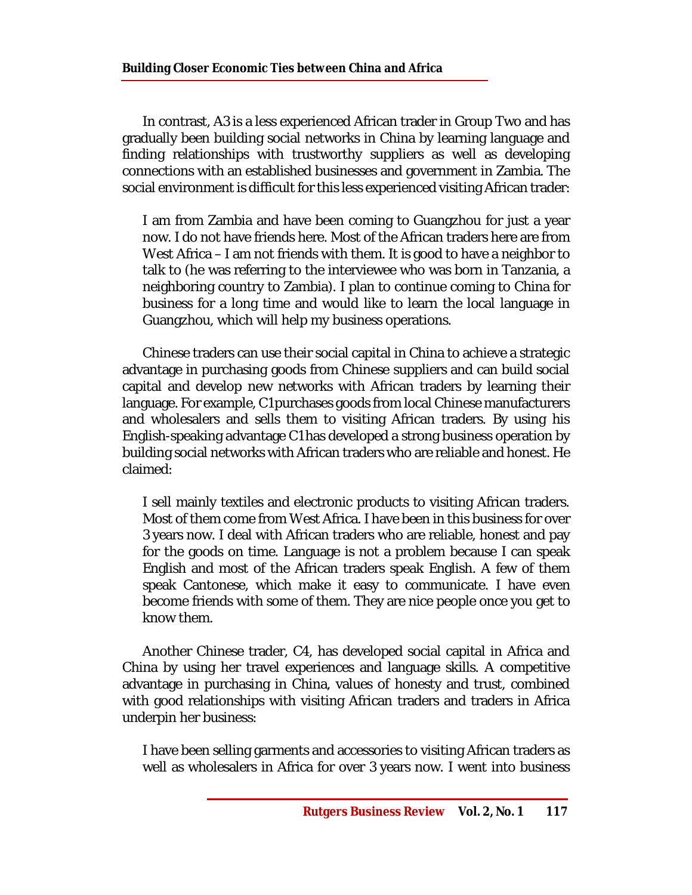In contrast, A3 is a less experienced African trader in Group Two and has gradually been building social networks in China by learning language and finding relationships with trustworthy suppliers as well as developing connections with an established businesses and government in Zambia. The social environment is difficult for this less experienced visiting African trader:

> I am from Zambia and have been coming to Guangzhou for just a year now. I do not have friends here. Most of the African traders here are from West Africa – I am not friends with them. It is good to have a neighbor to talk to (he was referring to the interviewee who was born in Tanzania, a neighboring country to Zambia). I plan to continue coming to China for business for a long time and would like to learn the local language in Guangzhou, which will help my business operations.

Chinese traders can use their social capital in China to achieve a strategic advantage in purchasing goods from Chinese suppliers and can build social capital and develop new networks with African traders by learning their language. For example, C1 purchases goods from local Chinese manufacturers and wholesalers and sells them to visiting African traders. By using his English-speaking advantage C1 has developed a strong business operation by building social networks with African traders who are reliable and honest. He claimed:

> I sell mainly textiles and electronic products to visiting African traders. Most of them come from West Africa. I have been in this business for over 3 years now. I deal with African traders who are reliable, honest and pay for the goods on time. Language is not a problem because I can speak English and most of the African traders speak English. A few of them speak Cantonese, which make it easy to communicate. I have even become friends with some of them. They are nice people once you get to know them.

Another Chinese trader, C4, has developed social capital in Africa and China by using her travel experiences and language skills. A competitive advantage in purchasing in China, values of honesty and trust, combined with good relationships with visiting African traders and traders in Africa underpin her business:

> I have been selling garments and accessories to visiting African traders as well as wholesalers in Africa for over 3 years now. I went into business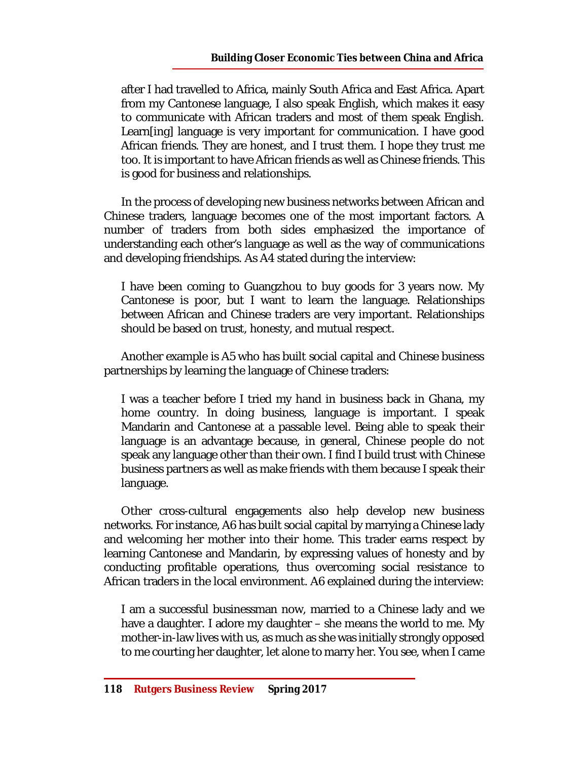> after I had travelled to Africa, mainly South Africa and East Africa. Apart from my Cantonese language, I also speak English, which makes it easy to communicate with African traders and most of them speak English. Learn[ing] language is very important for communication. I have good African friends. They are honest, and I trust them. I hope they trust me too. It is important to have African friends as well as Chinese friends. This is good for business and relationships.

In the process of developing new business networks between African and Chinese traders, language becomes one of the most important factors. A number of traders from both sides emphasized the importance of understanding each other's language as well as the way of communications and developing friendships. As A4 stated during the interview:

> I have been coming to Guangzhou to buy goods for 3 years now. My Cantonese is poor, but I want to learn the language. Relationships between African and Chinese traders are very important. Relationships should be based on trust, honesty, and mutual respect.

Another example is A5 who has built social capital and Chinese business partnerships by learning the language of Chinese traders:

> I was a teacher before I tried my hand in business back in Ghana, my home country. In doing business, language is important. I speak Mandarin and Cantonese at a passable level. Being able to speak their language is an advantage because, in general, Chinese people do not speak any language other than their own. I find I build trust with Chinese business partners as well as make friends with them because I speak their language.

Other cross-cultural engagements also help develop new business networks. For instance, A6 has built social capital by marrying a Chinese lady and welcoming her mother into their home. This trader earns respect by learning Cantonese and Mandarin, by expressing values of honesty and by conducting profitable operations, thus overcoming social resistance to African traders in the local environment. A6 explained during the interview:

> I am a successful businessman now, married to a Chinese lady and we have a daughter. I adore my daughter – she means the world to me. My mother-in-law lives with us, as much as she was initially strongly opposed to me courting her daughter, let alone to marry her. You see, when I came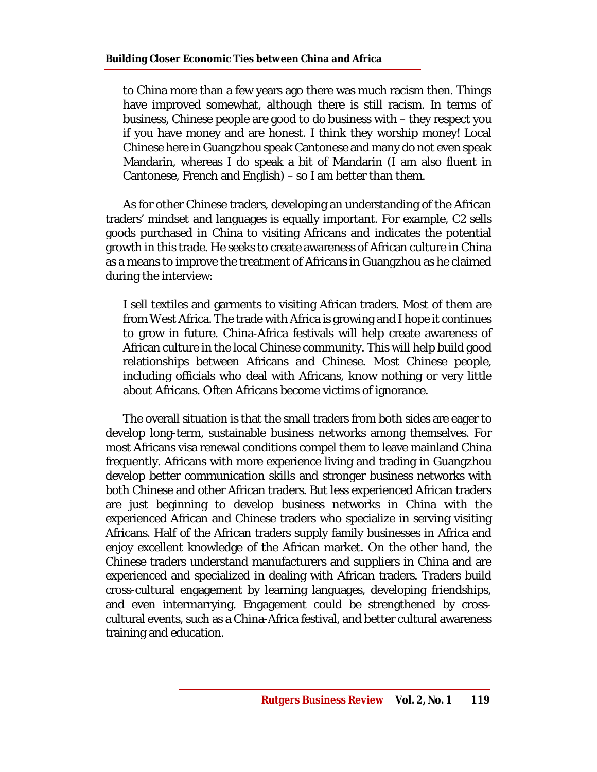to China more than a few years ago there was much racism then. Things have improved somewhat, although there is still racism. In terms of business, Chinese people are good to do business with – they respect you if you have money and are honest. I think they worship money! Local Chinese here in Guangzhou speak Cantonese and many do not even speak Mandarin, whereas I do speak a bit of Mandarin (I am also fluent in Cantonese, French and English) – so I am better than them.

As for other Chinese traders, developing an understanding of the African traders' mindset and languages is equally important. For example, C2 sells goods purchased in China to visiting Africans and indicates the potential growth in this trade. He seeks to create awareness of African culture in China as a means to improve the treatment of Africans in Guangzhou as he claimed during the interview:

> I sell textiles and garments to visiting African traders. Most of them are from West Africa. The trade with Africa is growing and I hope it continues to grow in future. China-Africa festivals will help create awareness of African culture in the local Chinese community. This will help build good relationships between Africans and Chinese. Most Chinese people, including officials who deal with Africans, know nothing or very little about Africans. Often Africans become victims of ignorance.

The overall situation is that the small traders from both sides are eager to develop long-term, sustainable business networks among themselves. For most Africans visa renewal conditions compel them to leave mainland China frequently. Africans with more experience living and trading in Guangzhou develop better communication skills and stronger business networks with both Chinese and other African traders. But less experienced African traders are just beginning to develop business networks in China with the experienced African and Chinese traders who specialize in serving visiting Africans. Half of the African traders supply family businesses in Africa and enjoy excellent knowledge of the African market. On the other hand, the Chinese traders understand manufacturers and suppliers in China and are experienced and specialized in dealing with African traders. Traders build cross-cultural engagement by learning languages, developing friendships, and even intermarrying. Engagement could be strengthened by cross-cultural events, such as a China-Africa festival, and better cultural awareness training and education.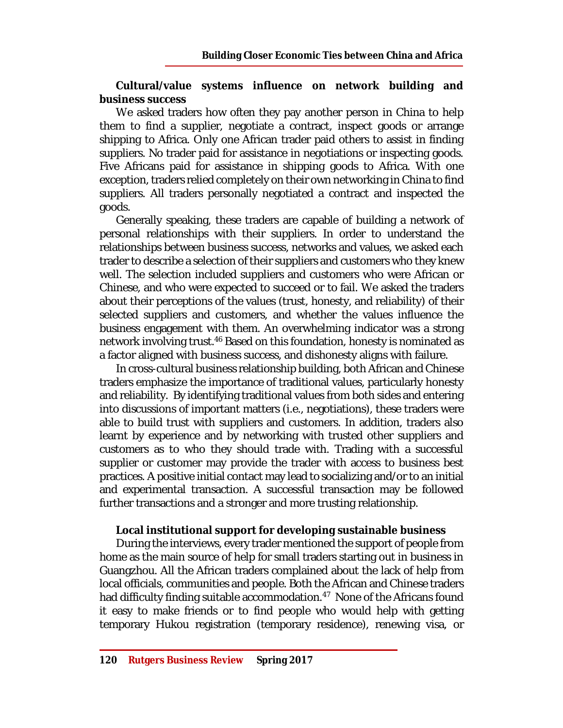**Cultural/value systems influence on network building and business success**

We asked traders how often they pay another person in China to help them to find a supplier, negotiate a contract, inspect goods or arrange shipping to Africa. Only one African trader paid others to assist in finding suppliers. No trader paid for assistance in negotiations or inspecting goods. Five Africans paid for assistance in shipping goods to Africa. With one exception, traders relied completely on their own networking in China to find suppliers. All traders personally negotiated a contract and inspected the goods.

Generally speaking, these traders are capable of building a network of personal relationships with their suppliers. In order to understand the relationships between business success, networks and values, we asked each trader to describe a selection of their suppliers and customers who they knew well. The selection included suppliers and customers who were African or Chinese, and who were expected to succeed or to fail. We asked the traders about their perceptions of the values (trust, honesty, and reliability) of their selected suppliers and customers, and whether the values influence the business engagement with them. An overwhelming indicator was a strong network involving trust.[46] Based on this foundation, honesty is nominated as a factor aligned with business success, and dishonesty aligns with failure.

In cross-cultural business relationship building, both African and Chinese traders emphasize the importance of traditional values, particularly honesty and reliability. By identifying traditional values from both sides and entering into discussions of important matters (i.e., negotiations), these traders were able to build trust with suppliers and customers. In addition, traders also learnt by experience and by networking with trusted other suppliers and customers as to who they should trade with. Trading with a successful supplier or customer may provide the trader with access to business best practices. A positive initial contact may lead to socializing and/or to an initial and experimental transaction. A successful transaction may be followed further transactions and a stronger and more trusting relationship.

**Local institutional support for developing sustainable business**

During the interviews, every trader mentioned the support of people from home as the main source of help for small traders starting out in business in Guangzhou. All the African traders complained about the lack of help from local officials, communities and people. Both the African and Chinese traders had difficulty finding suitable accommodation.[47] None of the Africans found it easy to make friends or to find people who would help with getting temporary Hukou registration (temporary residence), renewing visa, or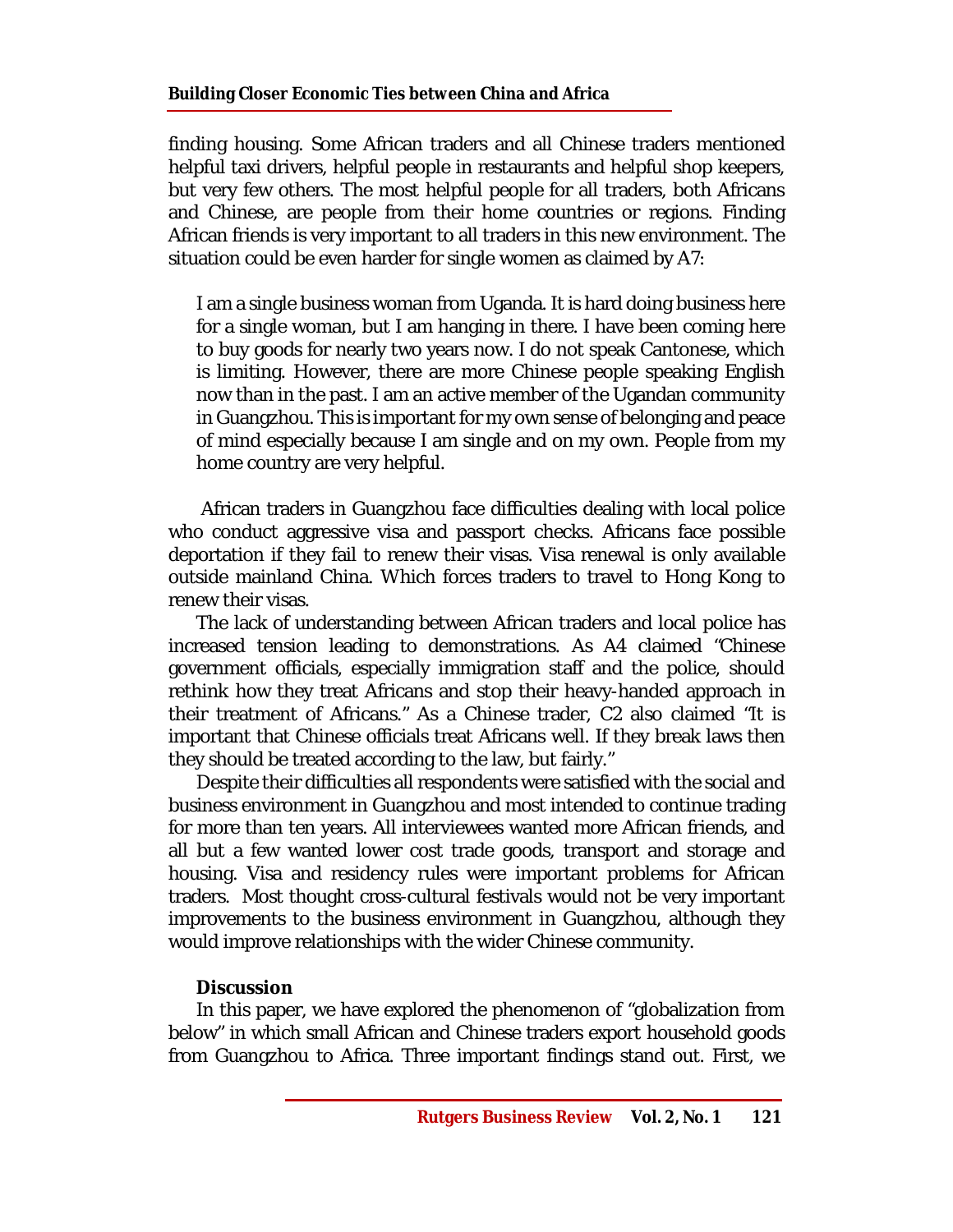finding housing. Some African traders and all Chinese traders mentioned helpful taxi drivers, helpful people in restaurants and helpful shop keepers, but very few others. The most helpful people for all traders, both Africans and Chinese, are people from their home countries or regions. Finding African friends is very important to all traders in this new environment. The situation could be even harder for single women as claimed by A7:

> I am a single business woman from Uganda. It is hard doing business here for a single woman, but I am hanging in there. I have been coming here to buy goods for nearly two years now. I do not speak Cantonese, which is limiting. However, there are more Chinese people speaking English now than in the past. I am an active member of the Ugandan community in Guangzhou. This is important for my own sense of belonging and peace of mind especially because I am single and on my own. People from my home country are very helpful.

African traders in Guangzhou face difficulties dealing with local police who conduct aggressive visa and passport checks. Africans face possible deportation if they fail to renew their visas. Visa renewal is only available outside mainland China. Which forces traders to travel to Hong Kong to renew their visas.

The lack of understanding between African traders and local police has increased tension leading to demonstrations. As A4 claimed "Chinese government officials, especially immigration staff and the police, should rethink how they treat Africans and stop their heavy-handed approach in their treatment of Africans." As a Chinese trader, C2 also claimed "It is important that Chinese officials treat Africans well. If they break laws then they should be treated according to the law, but fairly."

Despite their difficulties all respondents were satisfied with the social and business environment in Guangzhou and most intended to continue trading for more than ten years. All interviewees wanted more African friends, and all but a few wanted lower cost trade goods, transport and storage and housing. Visa and residency rules were important problems for African traders. Most thought cross-cultural festivals would not be very important improvements to the business environment in Guangzhou, although they would improve relationships with the wider Chinese community.

## Discussion

In this paper, we have explored the phenomenon of "globalization from below" in which small African and Chinese traders export household goods from Guangzhou to Africa. Three important findings stand out. First, we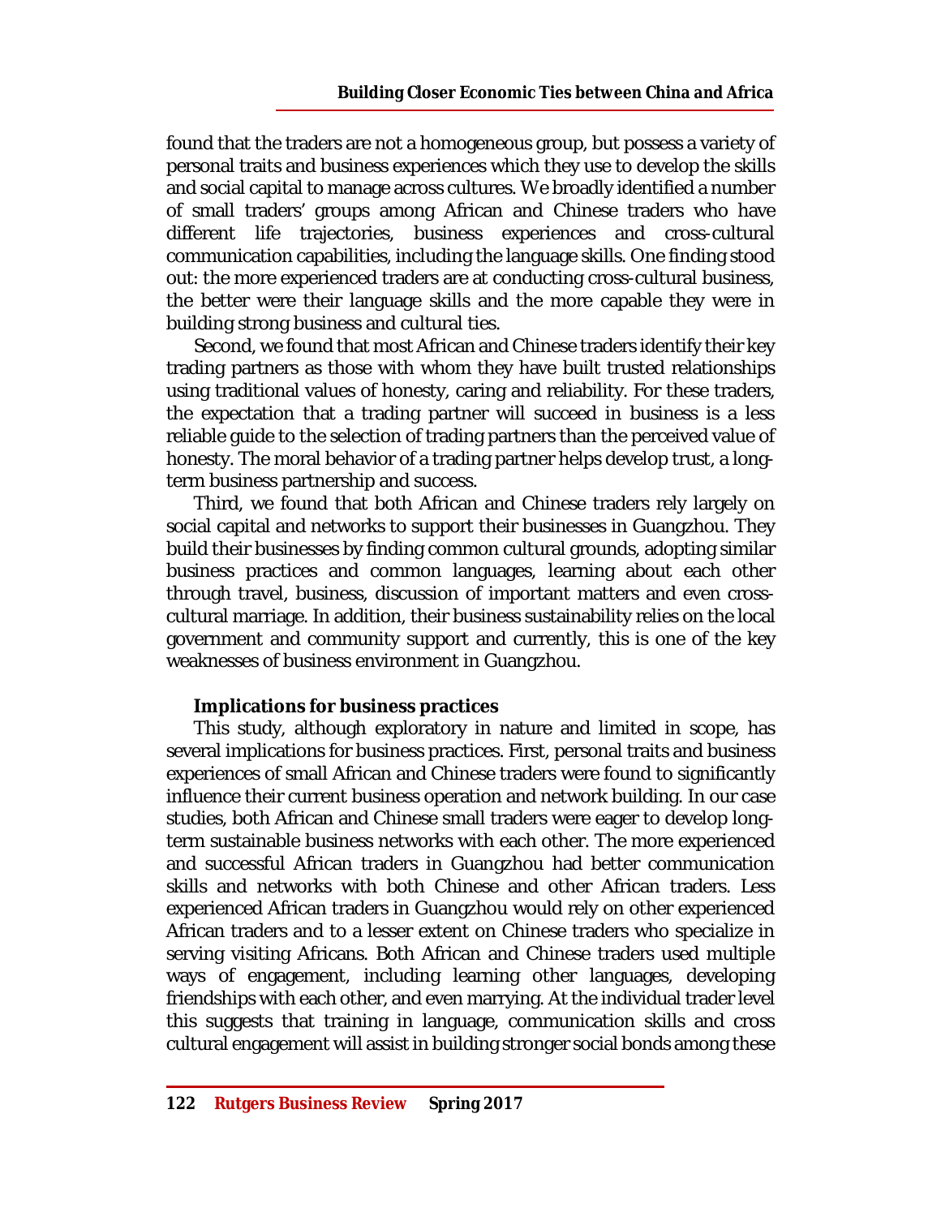found that the traders are not a homogeneous group, but possess a variety of personal traits and business experiences which they use to develop the skills and social capital to manage across cultures. We broadly identified a number of small traders' groups among African and Chinese traders who have different life trajectories, business experiences and cross-cultural communication capabilities, including the language skills. One finding stood out: the more experienced traders are at conducting cross-cultural business, the better were their language skills and the more capable they were in building strong business and cultural ties.

Second, we found that most African and Chinese traders identify their key trading partners as those with whom they have built trusted relationships using traditional values of honesty, caring and reliability. For these traders, the expectation that a trading partner will succeed in business is a less reliable guide to the selection of trading partners than the perceived value of honesty. The moral behavior of a trading partner helps develop trust, a long-term business partnership and success.

Third, we found that both African and Chinese traders rely largely on social capital and networks to support their businesses in Guangzhou. They build their businesses by finding common cultural grounds, adopting similar business practices and common languages, learning about each other through travel, business, discussion of important matters and even cross-cultural marriage. In addition, their business sustainability relies on the local government and community support and currently, this is one of the key weaknesses of business environment in Guangzhou.

**Implications for business practices**

This study, although exploratory in nature and limited in scope, has several implications for business practices. First, personal traits and business experiences of small African and Chinese traders were found to significantly influence their current business operation and network building. In our case studies, both African and Chinese small traders were eager to develop long-term sustainable business networks with each other. The more experienced and successful African traders in Guangzhou had better communication skills and networks with both Chinese and other African traders. Less experienced African traders in Guangzhou would rely on other experienced African traders and to a lesser extent on Chinese traders who specialize in serving visiting Africans. Both African and Chinese traders used multiple ways of engagement, including learning other languages, developing friendships with each other, and even marrying. At the individual trader level this suggests that training in language, communication skills and cross cultural engagement will assist in building stronger social bonds among these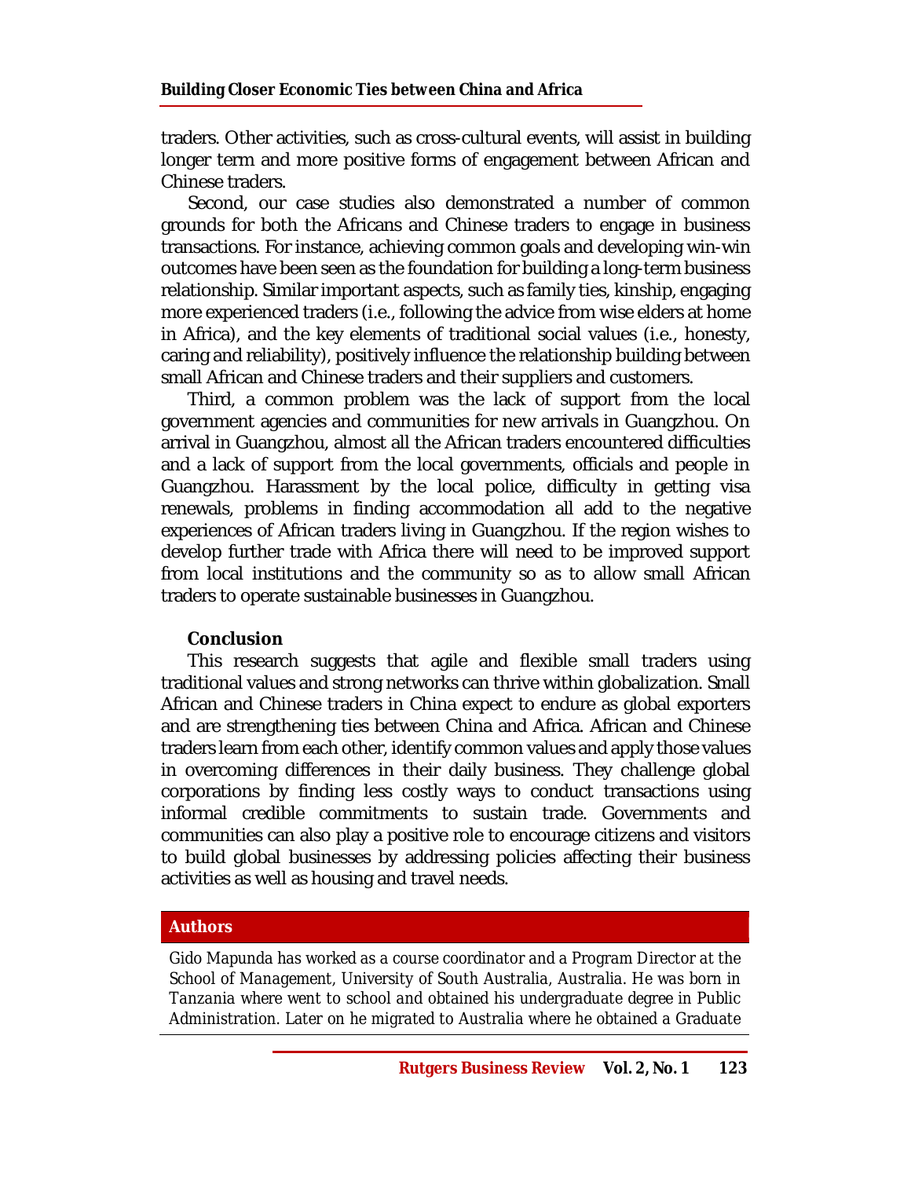traders. Other activities, such as cross-cultural events, will assist in building longer term and more positive forms of engagement between African and Chinese traders.

Second, our case studies also demonstrated a number of common grounds for both the Africans and Chinese traders to engage in business transactions. For instance, achieving common goals and developing win-win outcomes have been seen as the foundation for building a long-term business relationship. Similar important aspects, such as family ties, kinship, engaging more experienced traders (i.e., following the advice from wise elders at home in Africa), and the key elements of traditional social values (i.e., honesty, caring and reliability), positively influence the relationship building between small African and Chinese traders and their suppliers and customers.

Third, a common problem was the lack of support from the local government agencies and communities for new arrivals in Guangzhou. On arrival in Guangzhou, almost all the African traders encountered difficulties and a lack of support from the local governments, officials and people in Guangzhou. Harassment by the local police, difficulty in getting visa renewals, problems in finding accommodation all add to the negative experiences of African traders living in Guangzhou. If the region wishes to develop further trade with Africa there will need to be improved support from local institutions and the community so as to allow small African traders to operate sustainable businesses in Guangzhou.

## Conclusion

This research suggests that agile and flexible small traders using traditional values and strong networks can thrive within globalization. Small African and Chinese traders in China expect to endure as global exporters and are strengthening ties between China and Africa. African and Chinese traders learn from each other, identify common values and apply those values in overcoming differences in their daily business. They challenge global corporations by finding less costly ways to conduct transactions using informal credible commitments to sustain trade. Governments and communities can also play a positive role to encourage citizens and visitors to build global businesses by addressing policies affecting their business activities as well as housing and travel needs.

## Authors

*Gido Mapunda has worked as a course coordinator and a Program Director at the School of Management, University of South Australia, Australia. He was born in Tanzania where went to school and obtained his undergraduate degree in Public Administration. Later on he migrated to Australia where he obtained a Graduate*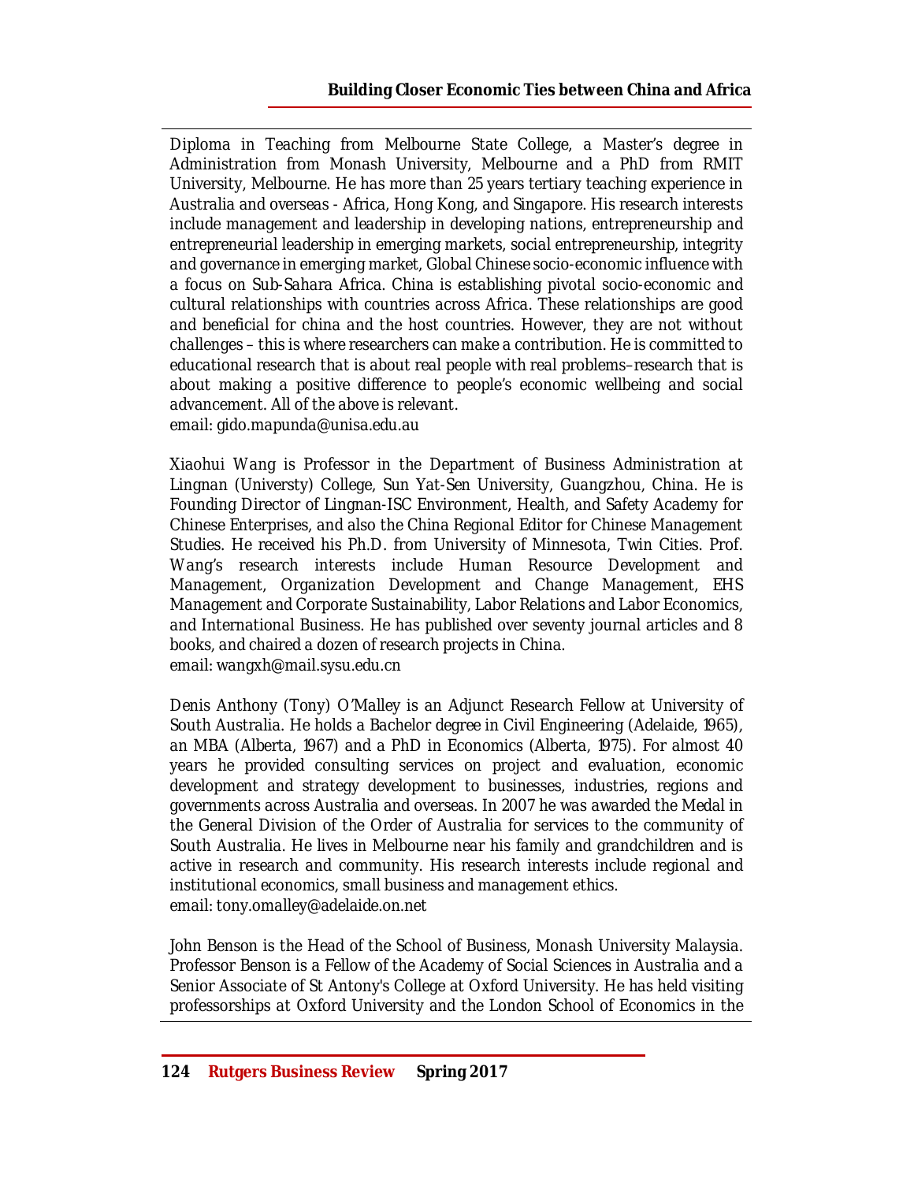Diploma in Teaching from Melbourne State College, a Master's degree in Administration from Monash University, Melbourne and a PhD from RMIT University, Melbourne. He has more than 25 years tertiary teaching experience in Australia and overseas - Africa, Hong Kong, and Singapore. His research interests include management and leadership in developing nations, entrepreneurship and entrepreneurial leadership in emerging markets, social entrepreneurship, integrity and governance in emerging market, Global Chinese socio-economic influence with a focus on Sub-Sahara Africa. China is establishing pivotal socio-economic and cultural relationships with countries across Africa. These relationships are good and beneficial for china and the host countries. However, they are not without challenges – this is where researchers can make a contribution. He is committed to educational research that is about real people with real problems–research that is about making a positive difference to people's economic wellbeing and social advancement. All of the above is relevant.
email: gido.mapunda@unisa.edu.au

Xiaohui Wang is Professor in the Department of Business Administration at Lingnan (Universty) College, Sun Yat-Sen University, Guangzhou, China. He is Founding Director of Lingnan-ISC Environment, Health, and Safety Academy for Chinese Enterprises, and also the China Regional Editor for Chinese Management Studies. He received his Ph.D. from University of Minnesota, Twin Cities. Prof. Wang's research interests include Human Resource Development and Management, Organization Development and Change Management, EHS Management and Corporate Sustainability, Labor Relations and Labor Economics, and International Business. He has published over seventy journal articles and 8 books, and chaired a dozen of research projects in China.
email: wangxh@mail.sysu.edu.cn

Denis Anthony (Tony) O'Malley is an Adjunct Research Fellow at University of South Australia. He holds a Bachelor degree in Civil Engineering (Adelaide, 1965), an MBA (Alberta, 1967) and a PhD in Economics (Alberta, 1975). For almost 40 years he provided consulting services on project and evaluation, economic development and strategy development to businesses, industries, regions and governments across Australia and overseas. In 2007 he was awarded the Medal in the General Division of the Order of Australia for services to the community of South Australia. He lives in Melbourne near his family and grandchildren and is active in research and community. His research interests include regional and institutional economics, small business and management ethics.
email: tony.omalley@adelaide.on.net

John Benson is the Head of the School of Business, Monash University Malaysia. Professor Benson is a Fellow of the Academy of Social Sciences in Australia and a Senior Associate of St Antony's College at Oxford University. He has held visiting professorships at Oxford University and the London School of Economics in the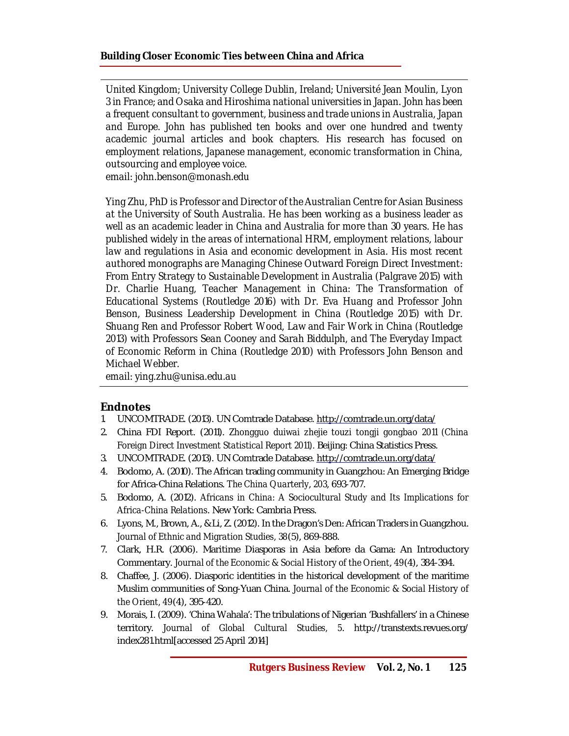United Kingdom; University College Dublin, Ireland; Université Jean Moulin, Lyon 3 in France; and Osaka and Hiroshima national universities in Japan. John has been a frequent consultant to government, business and trade unions in Australia, Japan and Europe. John has published ten books and over one hundred and twenty academic journal articles and book chapters. His research has focused on employment relations, Japanese management, economic transformation in China, outsourcing and employee voice.
email: john.benson@monash.edu

Ying Zhu, PhD is Professor and Director of the Australian Centre for Asian Business at the University of South Australia. He has been working as a business leader as well as an academic leader in China and Australia for more than 30 years. He has published widely in the areas of international HRM, employment relations, labour law and regulations in Asia and economic development in Asia. His most recent authored monographs are Managing Chinese Outward Foreign Direct Investment: From Entry Strategy to Sustainable Development in Australia (Palgrave 2015) with Dr. Charlie Huang, Teacher Management in China: The Transformation of Educational Systems (Routledge 2016) with Dr. Eva Huang and Professor John Benson, Business Leadership Development in China (Routledge 2015) with Dr. Shuang Ren and Professor Robert Wood, Law and Fair Work in China (Routledge 2013) with Professors Sean Cooney and Sarah Biddulph, and The Everyday Impact of Economic Reform in China (Routledge 2010) with Professors John Benson and Michael Webber.
email: ying.zhu@unisa.edu.au

## Endnotes

1. UNCOMTRADE. (2013). UN Comtrade Database. http://comtrade.un.org/data/
2. China FDI Report. (2011). *Zhongguo duiwai zhejie touzi tongji gongbao 2011 (China Foreign Direct Investment Statistical Report 2011)*. Beijing: China Statistics Press.
3. UNCOMTRADE. (2013). UN Comtrade Database. http://comtrade.un.org/data/
4. Bodomo, A. (2010). The African trading community in Guangzhou: An Emerging Bridge for Africa-China Relations. *The China Quarterly*, 203, 693-707.
5. Bodomo, A. (2012). *Africans in China: A Sociocultural Study and Its Implications for Africa-China Relations*. New York: Cambria Press.
6. Lyons, M., Brown, A., & Li, Z. (2012). In the Dragon's Den: African Traders in Guangzhou. *Journal of Ethnic and Migration Studies*, 38(5), 869-888.
7. Clark, H.R. (2006). Maritime Diasporas in Asia before da Gama: An Introductory Commentary. *Journal of the Economic & Social History of the Orient*, 49(4), 384-394.
8. Chaffee, J. (2006). Diasporic identities in the historical development of the maritime Muslim communities of Song-Yuan China. *Journal of the Economic & Social History of the Orient*, 49(4), 395-420.
9. Morais, I. (2009). 'China Wahala': The tribulations of Nigerian 'Bushfallers' in a Chinese territory. *Journal of Global Cultural Studies*, 5. http://transtexts.revues.org/index281.html[accessed 25 April 2014]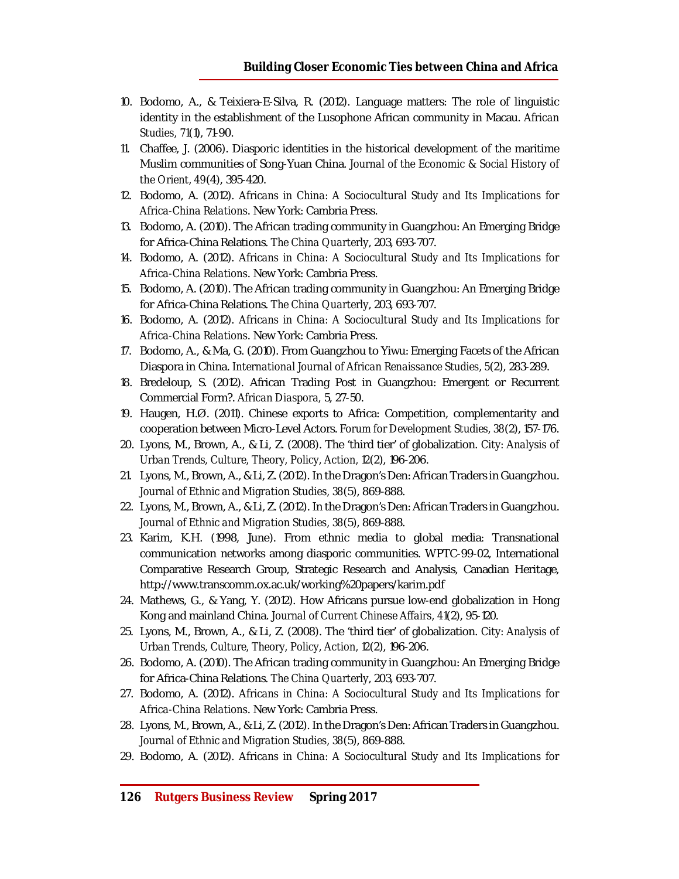10. Bodomo, A., & Teixiera-E-Silva, R. (2012). Language matters: The role of linguistic identity in the establishment of the Lusophone African community in Macau. *African Studies, 71*(1), 71-90.
11. Chaffee, J. (2006). Diasporic identities in the historical development of the maritime Muslim communities of Song-Yuan China. *Journal of the Economic & Social History of the Orient, 49*(4), 395-420.
12. Bodomo, A. (2012). *Africans in China: A Sociocultural Study and Its Implications for Africa-China Relations*. New York: Cambria Press.
13. Bodomo, A. (2010). The African trading community in Guangzhou: An Emerging Bridge for Africa-China Relations. *The China Quarterly*, 203, 693-707.
14. Bodomo, A. (2012). *Africans in China: A Sociocultural Study and Its Implications for Africa-China Relations*. New York: Cambria Press.
15. Bodomo, A. (2010). The African trading community in Guangzhou: An Emerging Bridge for Africa-China Relations. *The China Quarterly*, 203, 693-707.
16. Bodomo, A. (2012). *Africans in China: A Sociocultural Study and Its Implications for Africa-China Relations*. New York: Cambria Press.
17. Bodomo, A., & Ma, G. (2010). From Guangzhou to Yiwu: Emerging Facets of the African Diaspora in China. *International Journal of African Renaissance Studies, 5*(2), 283-289.
18. Bredeloup, S. (2012). African Trading Post in Guangzhou: Emergent or Recurrent Commercial Form?. *African Diaspora,* 5, 27-50.
19. Haugen, H.Ø. (2011). Chinese exports to Africa: Competition, complementarity and cooperation between Micro-Level Actors. *Forum for Development Studies, 38*(2), 157-176.
20. Lyons, M., Brown, A., & Li, Z. (2008). The 'third tier' of globalization. *City: Analysis of Urban Trends, Culture, Theory, Policy, Action, 12*(2), 196-206.
21. Lyons, M., Brown, A., & Li, Z. (2012). In the Dragon's Den: African Traders in Guangzhou. *Journal of Ethnic and Migration Studies, 38*(5), 869-888.
22. Lyons, M., Brown, A., & Li, Z. (2012). In the Dragon's Den: African Traders in Guangzhou. *Journal of Ethnic and Migration Studies, 38*(5), 869-888.
23. Karim, K.H. (1998, June). From ethnic media to global media: Transnational communication networks among diasporic communities. WPTC-99-02, International Comparative Research Group, Strategic Research and Analysis, Canadian Heritage, http://www.transcomm.ox.ac.uk/working%20papers/karim.pdf
24. Mathews, G., & Yang, Y. (2012). How Africans pursue low-end globalization in Hong Kong and mainland China. *Journal of Current Chinese Affairs, 41*(2), 95-120.
25. Lyons, M., Brown, A., & Li, Z. (2008). The 'third tier' of globalization. *City: Analysis of Urban Trends, Culture, Theory, Policy, Action, 12*(2), 196-206.
26. Bodomo, A. (2010). The African trading community in Guangzhou: An Emerging Bridge for Africa-China Relations. *The China Quarterly*, 203, 693-707.
27. Bodomo, A. (2012). *Africans in China: A Sociocultural Study and Its Implications for Africa-China Relations*. New York: Cambria Press.
28. Lyons, M., Brown, A., & Li, Z. (2012). In the Dragon's Den: African Traders in Guangzhou. *Journal of Ethnic and Migration Studies, 38*(5), 869-888.
29. Bodomo, A. (2012). *Africans in China: A Sociocultural Study and Its Implications for*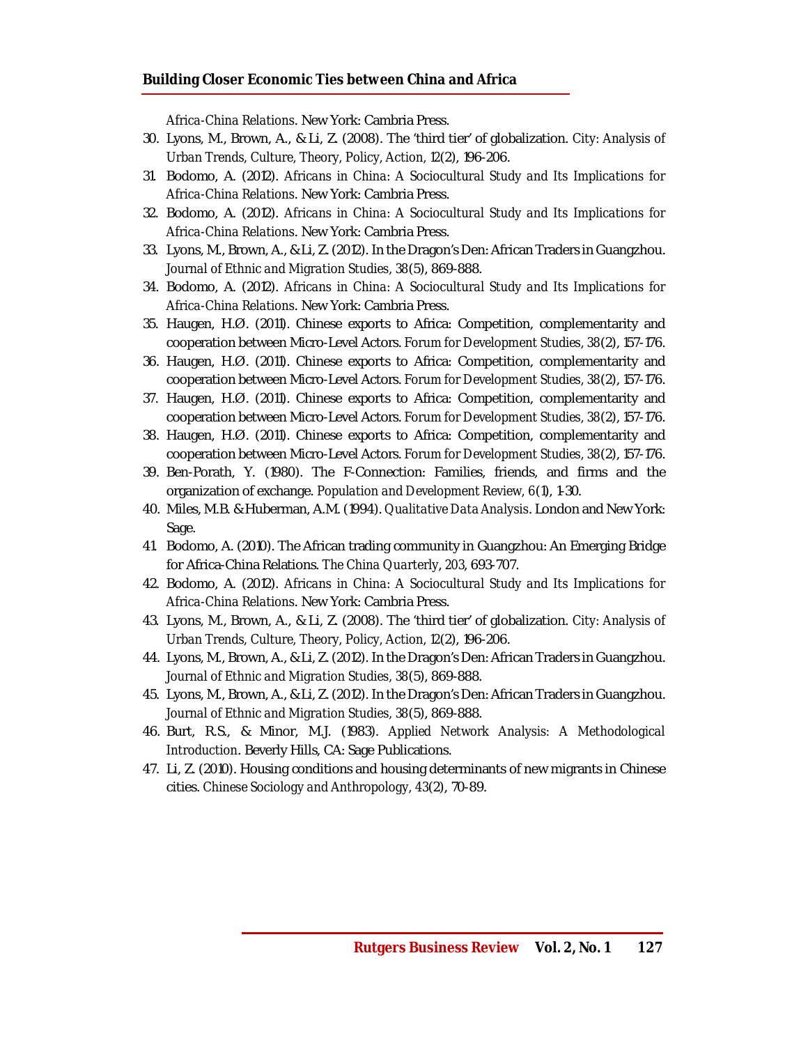*Africa-China Relations*. New York: Cambria Press.

30. Lyons, M., Brown, A., & Li, Z. (2008). The 'third tier' of globalization. *City: Analysis of Urban Trends, Culture, Theory, Policy, Action, 12*(2), 196-206.
31. Bodomo, A. (2012). *Africans in China: A Sociocultural Study and Its Implications for Africa-China Relations*. New York: Cambria Press.
32. Bodomo, A. (2012). *Africans in China: A Sociocultural Study and Its Implications for Africa-China Relations*. New York: Cambria Press.
33. Lyons, M., Brown, A., & Li, Z. (2012). In the Dragon's Den: African Traders in Guangzhou. *Journal of Ethnic and Migration Studies, 38*(5), 869-888.
34. Bodomo, A. (2012). *Africans in China: A Sociocultural Study and Its Implications for Africa-China Relations*. New York: Cambria Press.
35. Haugen, H.Ø. (2011). Chinese exports to Africa: Competition, complementarity and cooperation between Micro-Level Actors. *Forum for Development Studies, 38*(2), 157-176.
36. Haugen, H.Ø. (2011). Chinese exports to Africa: Competition, complementarity and cooperation between Micro-Level Actors. *Forum for Development Studies, 38*(2), 157-176.
37. Haugen, H.Ø. (2011). Chinese exports to Africa: Competition, complementarity and cooperation between Micro-Level Actors. *Forum for Development Studies, 38*(2), 157-176.
38. Haugen, H.Ø. (2011). Chinese exports to Africa: Competition, complementarity and cooperation between Micro-Level Actors. *Forum for Development Studies, 38*(2), 157-176.
39. Ben-Porath, Y. (1980). The F-Connection: Families, friends, and firms and the organization of exchange. *Population and Development Review, 6*(1), 1-30.
40. Miles, M.B. & Huberman, A.M. (1994). *Qualitative Data Analysis*. London and New York: Sage.
41. Bodomo, A. (2010). The African trading community in Guangzhou: An Emerging Bridge for Africa-China Relations. *The China Quarterly, 203*, 693-707.
42. Bodomo, A. (2012). *Africans in China: A Sociocultural Study and Its Implications for Africa-China Relations*. New York: Cambria Press.
43. Lyons, M., Brown, A., & Li, Z. (2008). The 'third tier' of globalization. *City: Analysis of Urban Trends, Culture, Theory, Policy, Action, 12*(2), 196-206.
44. Lyons, M., Brown, A., & Li, Z. (2012). In the Dragon's Den: African Traders in Guangzhou. *Journal of Ethnic and Migration Studies, 38*(5), 869-888.
45. Lyons, M., Brown, A., & Li, Z. (2012). In the Dragon's Den: African Traders in Guangzhou. *Journal of Ethnic and Migration Studies, 38*(5), 869-888.
46. Burt, R.S., & Minor, M.J. (1983). *Applied Network Analysis: A Methodological Introduction*. Beverly Hills, CA: Sage Publications.
47. Li, Z. (2010). Housing conditions and housing determinants of new migrants in Chinese cities. *Chinese Sociology and Anthropology, 43*(2), 70-89.